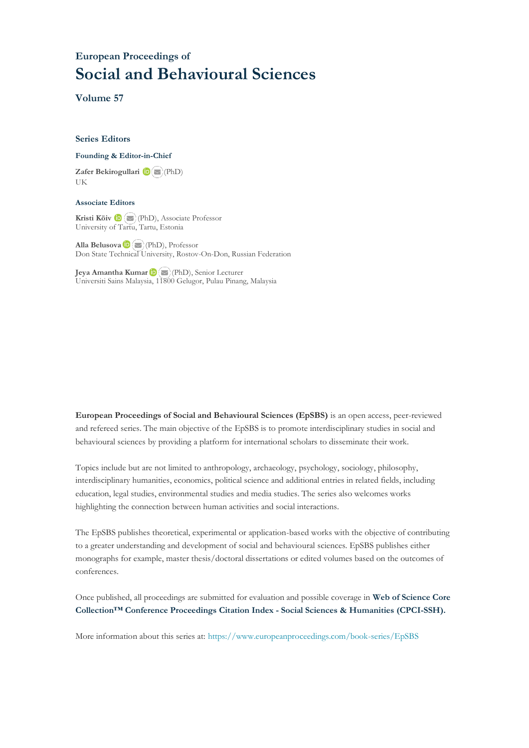European Proceedings of

# Social and Behavioural Sciences

## Volume 57

### Series Editors

**Founding & Editor-in-Chief**

**Zafer Bekirogullari** (PhD)
UK

**Associate Editors**

**Kristi Köiv** (PhD), Associate Professor
University of Tartu, Tartu, Estonia

**Alla Belusova** (PhD), Professor
Don State Technical University, Rostov-On-Don, Russian Federation

**Jeya Amantha Kumar** (PhD), Senior Lecturer
Universiti Sains Malaysia, 11800 Gelugor, Pulau Pinang, Malaysia

**European Proceedings of Social and Behavioural Sciences (EpSBS)** is an open access, peer-reviewed and refereed series. The main objective of the EpSBS is to promote interdisciplinary studies in social and behavioural sciences by providing a platform for international scholars to disseminate their work.

Topics include but are not limited to anthropology, archaeology, psychology, sociology, philosophy, interdisciplinary humanities, economics, political science and additional entries in related fields, including education, legal studies, environmental studies and media studies. The series also welcomes works highlighting the connection between human activities and social interactions.

The EpSBS publishes theoretical, experimental or application-based works with the objective of contributing to a greater understanding and development of social and behavioural sciences. EpSBS publishes either monographs for example, master thesis/doctoral dissertations or edited volumes based on the outcomes of conferences.

Once published, all proceedings are submitted for evaluation and possible coverage in **Web of Science Core Collection™ Conference Proceedings Citation Index - Social Sciences & Humanities (CPCI-SSH).**

More information about this series at: https://www.europeanproceedings.com/book-series/EpSBS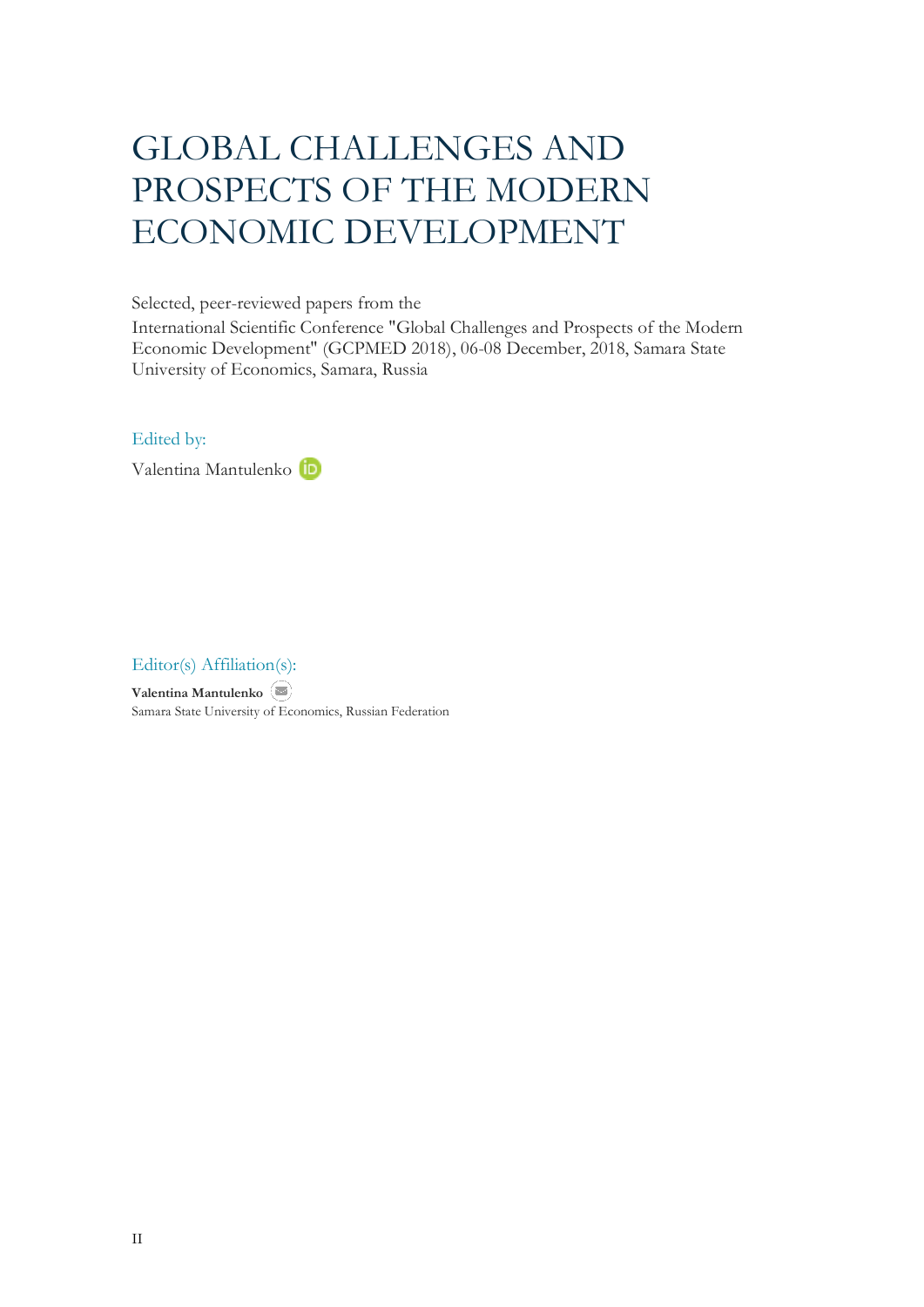# GLOBAL CHALLENGES AND PROSPECTS OF THE MODERN ECONOMIC DEVELOPMENT

Selected, peer-reviewed papers from the

International Scientific Conference "Global Challenges and Prospects of the Modern Economic Development" (GCPMED 2018), 06-08 December, 2018, Samara State University of Economics, Samara, Russia

Edited by:

Valentina Mantulenko

Editor(s) Affiliation(s):

**Valentina Mantulenko**
Samara State University of Economics, Russian Federation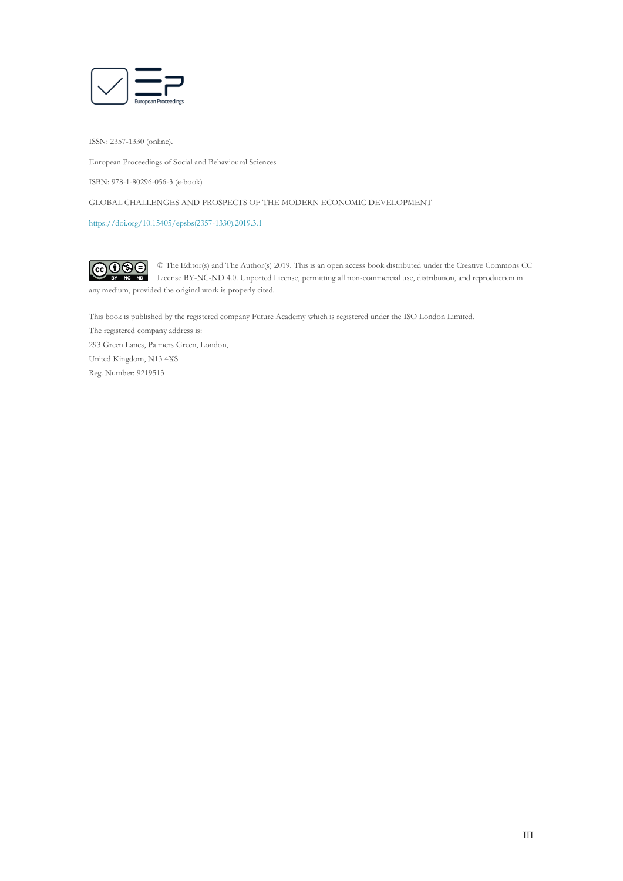European Proceedings

ISSN: 2357-1330 (online).

European Proceedings of Social and Behavioural Sciences

ISBN: 978-1-80296-056-3 (e-book)

GLOBAL CHALLENGES AND PROSPECTS OF THE MODERN ECONOMIC DEVELOPMENT

https://doi.org/10.15405/epsbs(2357-1330).2019.3.1

© The Editor(s) and The Author(s) 2019. This is an open access book distributed under the Creative Commons CC License BY-NC-ND 4.0. Unported License, permitting all non-commercial use, distribution, and reproduction in any medium, provided the original work is properly cited.

This book is published by the registered company Future Academy which is registered under the ISO London Limited.
The registered company address is:
293 Green Lanes, Palmers Green, London,
United Kingdom, N13 4XS
Reg. Number: 9219513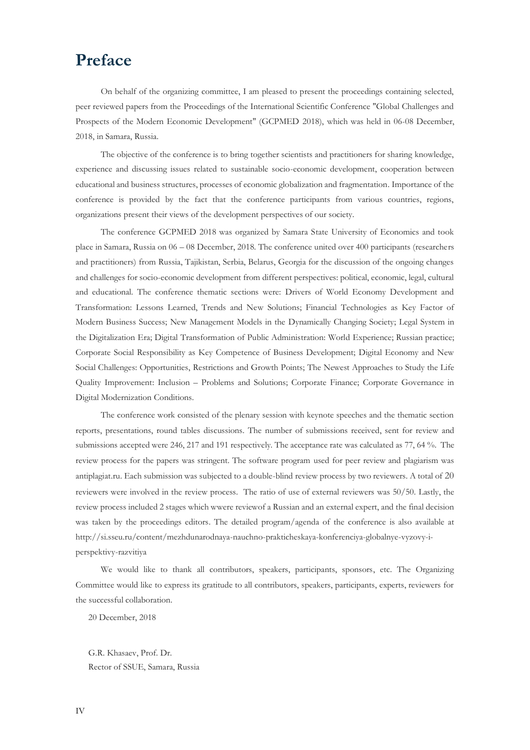# Preface

On behalf of the organizing committee, I am pleased to present the proceedings containing selected, peer reviewed papers from the Proceedings of the International Scientific Conference "Global Challenges and Prospects of the Modern Economic Development" (GCPMED 2018), which was held in 06-08 December, 2018, in Samara, Russia.

The objective of the conference is to bring together scientists and practitioners for sharing knowledge, experience and discussing issues related to sustainable socio-economic development, cooperation between educational and business structures, processes of economic globalization and fragmentation. Importance of the conference is provided by the fact that the conference participants from various countries, regions, organizations present their views of the development perspectives of our society.

The conference GCPMED 2018 was organized by Samara State University of Economics and took place in Samara, Russia on 06 – 08 December, 2018. The conference united over 400 participants (researchers and practitioners) from Russia, Tajikistan, Serbia, Belarus, Georgia for the discussion of the ongoing changes and challenges for socio-economic development from different perspectives: political, economic, legal, cultural and educational. The conference thematic sections were: Drivers of World Economy Development and Transformation: Lessons Learned, Trends and New Solutions; Financial Technologies as Key Factor of Modern Business Success; New Management Models in the Dynamically Changing Society; Legal System in the Digitalization Era; Digital Transformation of Public Administration: World Experience; Russian practice; Corporate Social Responsibility as Key Competence of Business Development; Digital Economy and New Social Challenges: Opportunities, Restrictions and Growth Points; The Newest Approaches to Study the Life Quality Improvement: Inclusion – Problems and Solutions; Corporate Finance; Corporate Governance in Digital Modernization Conditions.

The conference work consisted of the plenary session with keynote speeches and the thematic section reports, presentations, round tables discussions. The number of submissions received, sent for review and submissions accepted were 246, 217 and 191 respectively. The acceptance rate was calculated as 77, 64 %. The review process for the papers was stringent. The software program used for peer review and plagiarism was antiplagiat.ru. Each submission was subjected to a double-blind review process by two reviewers. A total of 20 reviewers were involved in the review process. The ratio of use of external reviewers was 50/50. Lastly, the review process included 2 stages which wwere reviewof a Russian and an external expert, and the final decision was taken by the proceedings editors. The detailed program/agenda of the conference is also available at http://si.sseu.ru/content/mezhdunarodnaya-nauchno-prakticheskaya-konferenciya-globalnye-vyzovy-i-perspektivy-razvitiya

We would like to thank all contributors, speakers, participants, sponsors, etc. The Organizing Committee would like to express its gratitude to all contributors, speakers, participants, experts, reviewers for the successful collaboration.

20 December, 2018

G.R. Khasaev, Prof. Dr.
Rector of SSUE, Samara, Russia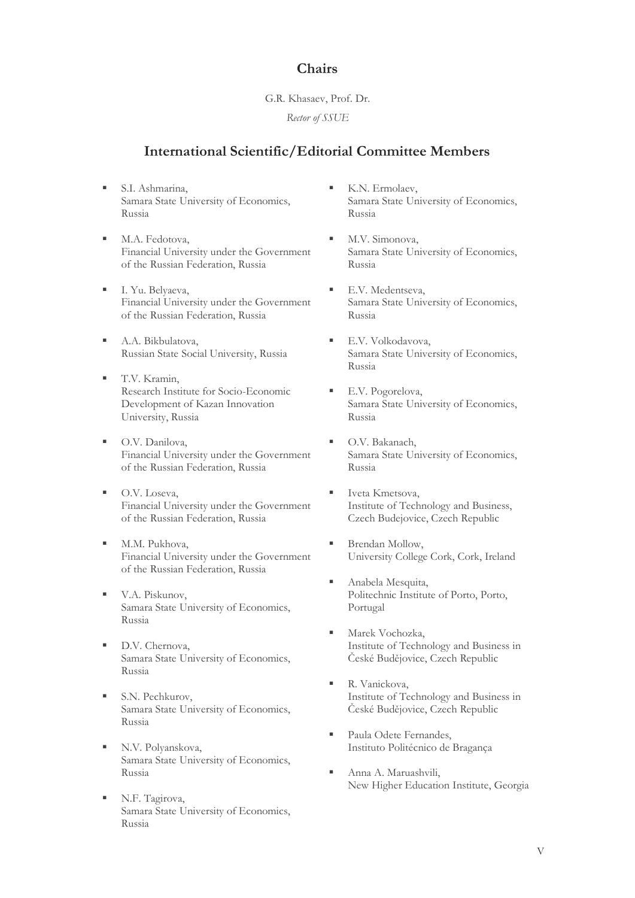## Chairs

G.R. Khasaev, Prof. Dr.

*Rector of SSUE*

## International Scientific/Editorial Committee Members

- S.I. Ashmarina, Samara State University of Economics, Russia
- M.A. Fedotova, Financial University under the Government of the Russian Federation, Russia
- I. Yu. Belyaeva, Financial University under the Government of the Russian Federation, Russia
- A.A. Bikbulatova, Russian State Social University, Russia
- T.V. Kramin, Research Institute for Socio-Economic Development of Kazan Innovation University, Russia
- O.V. Danilova, Financial University under the Government of the Russian Federation, Russia
- O.V. Loseva, Financial University under the Government of the Russian Federation, Russia
- M.M. Pukhova, Financial University under the Government of the Russian Federation, Russia
- V.A. Piskunov, Samara State University of Economics, Russia
- D.V. Chernova, Samara State University of Economics, Russia
- S.N. Pechkurov, Samara State University of Economics, Russia
- N.V. Polyanskova, Samara State University of Economics, Russia
- N.F. Tagirova, Samara State University of Economics, Russia
- K.N. Ermolaev, Samara State University of Economics, Russia
- M.V. Simonova, Samara State University of Economics, Russia
- E.V. Medentseva, Samara State University of Economics, Russia
- E.V. Volkodavova, Samara State University of Economics, Russia
- E.V. Pogorelova, Samara State University of Economics, Russia
- O.V. Bakanach, Samara State University of Economics, Russia
- Iveta Kmetsova, Institute of Technology and Business, Czech Budejovice, Czech Republic
- Brendan Mollow, University College Cork, Cork, Ireland
- Anabela Mesquita, Politechnic Institute of Porto, Porto, Portugal
- Marek Vochozka, Institute of Technology and Business in České Budějovice, Czech Republic
- R. Vanickova, Institute of Technology and Business in České Budějovice, Czech Republic
- Paula Odete Fernandes, Instituto Politécnico de Bragança
- Anna A. Maruashvili, New Higher Education Institute, Georgia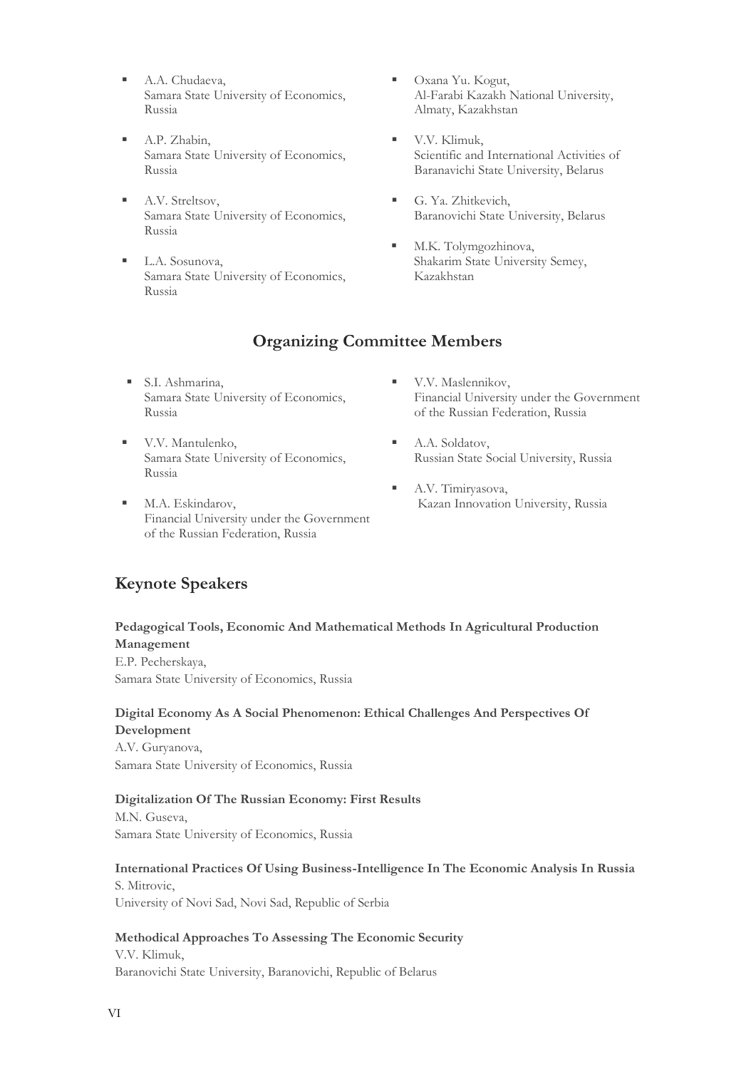- A.A. Chudaeva,
  Samara State University of Economics, Russia
- A.P. Zhabin,
  Samara State University of Economics, Russia
- A.V. Streltsov,
  Samara State University of Economics, Russia
- L.A. Sosunova,
  Samara State University of Economics, Russia
- Oxana Yu. Kogut,
  Al-Farabi Kazakh National University, Almaty, Kazakhstan
- V.V. Klimuk,
  Scientific and International Activities of Baranavichi State University, Belarus
- G. Ya. Zhitkevich,
  Baranovichi State University, Belarus
- M.K. Tolymgozhinova,
  Shakarim State University Semey, Kazakhstan

## Organizing Committee Members

- S.I. Ashmarina,
  Samara State University of Economics, Russia
- V.V. Mantulenko,
  Samara State University of Economics, Russia
- M.A. Eskindarov,
  Financial University under the Government of the Russian Federation, Russia
- V.V. Maslennikov,
  Financial University under the Government of the Russian Federation, Russia
- A.A. Soldatov,
  Russian State Social University, Russia
- A.V. Timiryasova,
  Kazan Innovation University, Russia

## Keynote Speakers

**Pedagogical Tools, Economic And Mathematical Methods In Agricultural Production Management**
E.P. Pecherskaya,
Samara State University of Economics, Russia

**Digital Economy As A Social Phenomenon: Ethical Challenges And Perspectives Of Development**
A.V. Guryanova,
Samara State University of Economics, Russia

**Digitalization Of The Russian Economy: First Results**
M.N. Guseva,
Samara State University of Economics, Russia

**International Practices Of Using Business-Intelligence In The Economic Analysis In Russia**
S. Mitrovic,
University of Novi Sad, Novi Sad, Republic of Serbia

**Methodical Approaches To Assessing The Economic Security**
V.V. Klimuk,
Baranovichi State University, Baranovichi, Republic of Belarus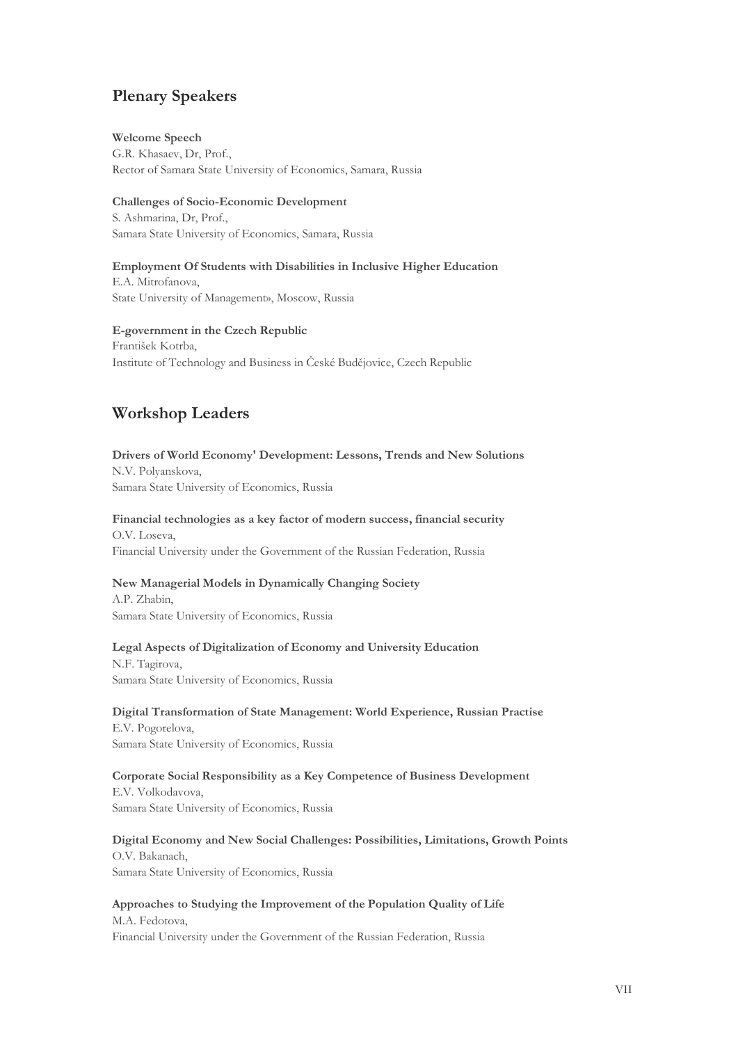## Plenary Speakers

**Welcome Speech**
G.R. Khasaev, Dr, Prof.,
Rector of Samara State University of Economics, Samara, Russia

**Challenges of Socio-Economic Development**
S. Ashmarina, Dr, Prof.,
Samara State University of Economics, Samara, Russia

**Employment Of Students with Disabilities in Inclusive Higher Education**
E.A. Mitrofanova,
State University of Managementь», Moscow, Russia

**E-government in the Czech Republic**
František Kotrba,
Institute of Technology and Business in České Budějovice, Czech Republic

## Workshop Leaders

**Drivers of World Economy' Development: Lessons, Trends and New Solutions**
N.V. Polyanskova,
Samara State University of Economics, Russia

**Financial technologies as a key factor of modern success, financial security**
O.V. Loseva,
Financial University under the Government of the Russian Federation, Russia

**New Managerial Models in Dynamically Changing Society**
A.P. Zhabin,
Samara State University of Economics, Russia

**Legal Aspects of Digitalization of Economy and University Education**
N.F. Tagirova,
Samara State University of Economics, Russia

**Digital Transformation of State Management: World Experience, Russian Practise**
E.V. Pogorelova,
Samara State University of Economics, Russia

**Corporate Social Responsibility as a Key Competence of Business Development**
E.V. Volkodavova,
Samara State University of Economics, Russia

**Digital Economy and New Social Challenges: Possibilities, Limitations, Growth Points**
O.V. Bakanach,
Samara State University of Economics, Russia

**Approaches to Studying the Improvement of the Population Quality of Life**
M.A. Fedotova,
Financial University under the Government of the Russian Federation, Russia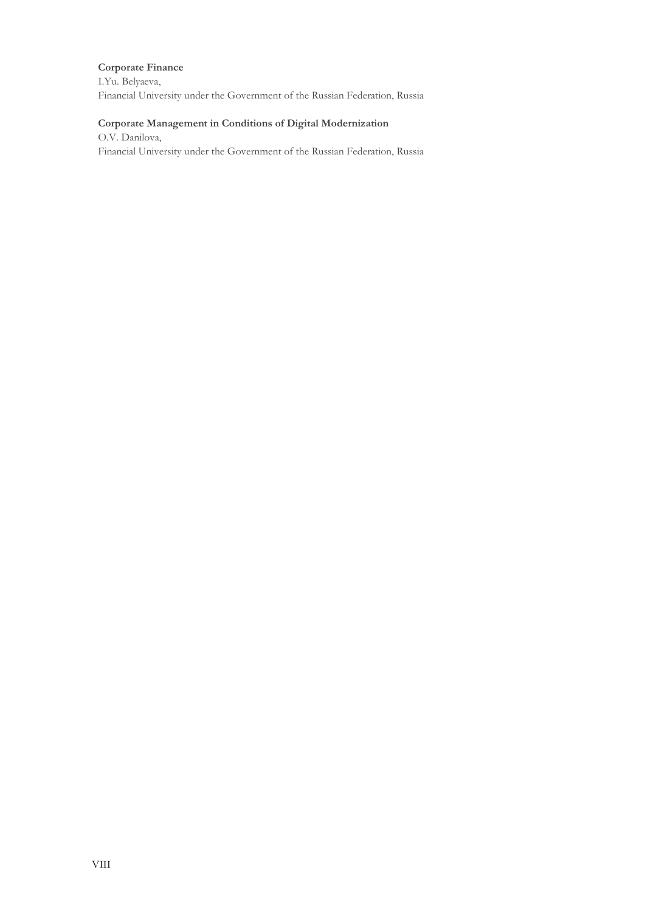**Corporate Finance**
I.Yu. Belyaeva,
Financial University under the Government of the Russian Federation, Russia

**Corporate Management in Conditions of Digital Modernization**
O.V. Danilova,
Financial University under the Government of the Russian Federation, Russia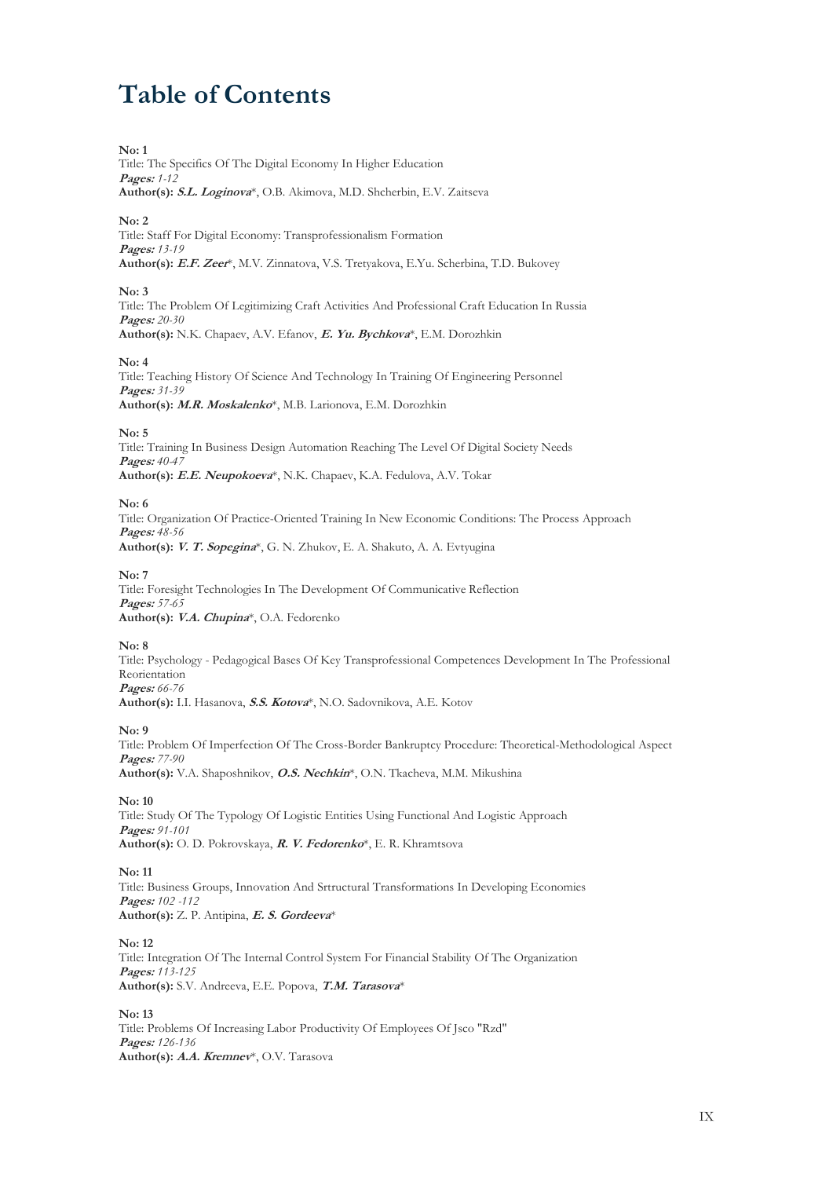# Table of Contents

**No: 1**
Title: The Specifics Of The Digital Economy In Higher Education
***Pages:*** *1-12*
**Author(s):** ***S.L. Loginova****, O.B. Akimova, M.D. Shcherbin, E.V. Zaitseva

**No: 2**
Title: Staff For Digital Economy: Transprofessionalism Formation
***Pages:*** *13-19*
**Author(s):** ***E.F. Zeer****, M.V. Zinnatova, V.S. Tretyakova, E.Yu. Scherbina, T.D. Bukovey

**No: 3**
Title: The Problem Of Legitimizing Craft Activities And Professional Craft Education In Russia
***Pages:*** *20-30*
**Author(s):** N.K. Chapaev, A.V. Efanov, ***E. Yu. Bychkova****, E.M. Dorozhkin

**No: 4**
Title: Teaching History Of Science And Technology In Training Of Engineering Personnel
***Pages:*** *31-39*
**Author(s):** ***M.R. Moskalenko****, M.B. Larionova, E.M. Dorozhkin

**No: 5**
Title: Training In Business Design Automation Reaching The Level Of Digital Society Needs
***Pages:*** *40-47*
**Author(s):** ***E.E. Neupokoeva****, N.K. Chapaev, K.A. Fedulova, A.V. Tokar

**No: 6**
Title: Organization Of Practice-Oriented Training In New Economic Conditions: The Process Approach
***Pages:*** *48-56*
**Author(s):** ***V. T. Sopegina****, G. N. Zhukov, E. A. Shakuto, A. A. Evtyugina

**No: 7**
Title: Foresight Technologies In The Development Of Communicative Reflection
***Pages:*** *57-65*
**Author(s):** ***V.A. Chupina****, O.A. Fedorenko

**No: 8**
Title: Psychology - Pedagogical Bases Of Key Transprofessional Competences Development In The Professional Reorientation
***Pages:*** *66-76*
**Author(s):** I.I. Hasanova, ***S.S. Kotova****, N.O. Sadovnikova, A.E. Kotov

**No: 9**
Title: Problem Of Imperfection Of The Cross-Border Bankruptcy Procedure: Theoretical-Methodological Aspect
***Pages:*** *77-90*
**Author(s):** V.A. Shaposhnikov, ***O.S. Nechkin****, O.N. Tkacheva, M.M. Mikushina

**No: 10**
Title: Study Of The Typology Of Logistic Entities Using Functional And Logistic Approach
***Pages:*** *91-101*
**Author(s):** O. D. Pokrovskaya, ***R. V. Fedorenko****, E. R. Khramtsova

**No: 11**
Title: Business Groups, Innovation And Srtructural Transformations In Developing Economies
***Pages:*** *102 -112*
**Author(s):** Z. P. Antipina, ***E. S. Gordeeva****

**No: 12**
Title: Integration Of The Internal Control System For Financial Stability Of The Organization
***Pages:*** *113-125*
**Author(s):** S.V. Andreeva, E.E. Popova, ***T.M. Tarasova****

**No: 13**
Title: Problems Of Increasing Labor Productivity Of Employees Of Jsco "Rzd"
***Pages:*** *126-136*
**Author(s):** ***A.A. Kremnev****, O.V. Tarasova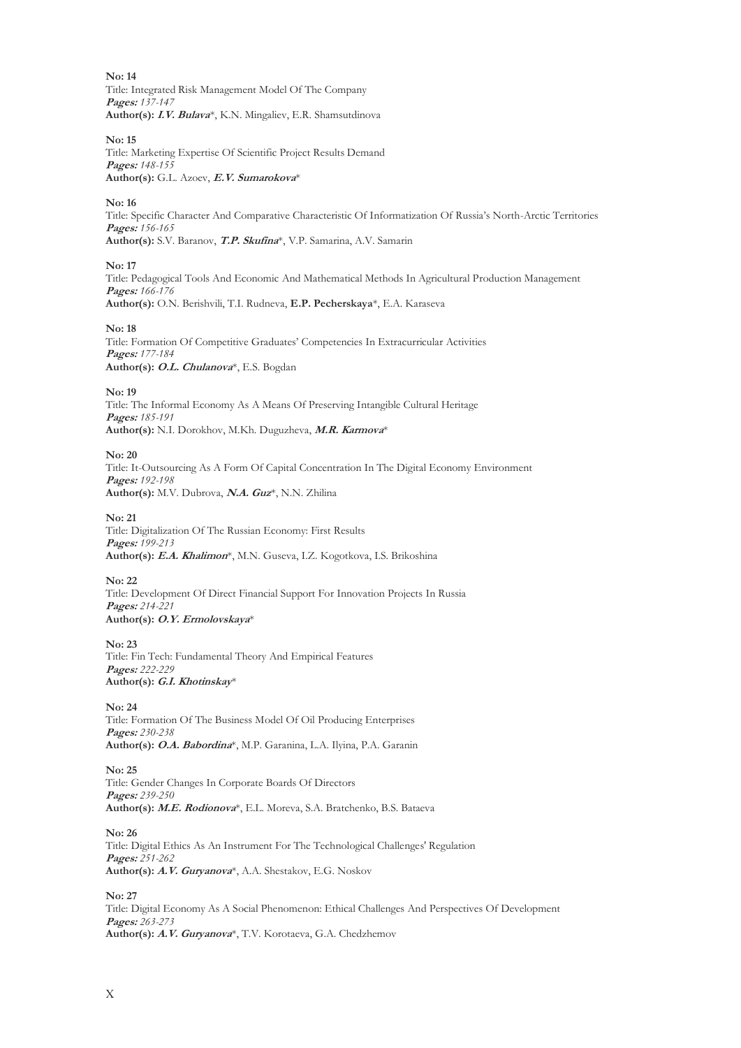**No: 14**
Title: Integrated Risk Management Model Of The Company
***Pages:*** *137-147*
**Author(s):** ***I.V. Bulava****, K.N. Mingaliev, E.R. Shamsutdinova

**No: 15**
Title: Marketing Expertise Of Scientific Project Results Demand
***Pages:*** *148-155*
**Author(s):** G.L. Azoev, ***E.V. Sumarokova****

**No: 16**
Title: Specific Character And Comparative Characteristic Of Informatization Of Russia's North-Arctic Territories
***Pages:*** *156-165*
**Author(s):** S.V. Baranov, ***T.P. Skufina****, V.P. Samarina, A.V. Samarin

**No: 17**
Title: Pedagogical Tools And Economic And Mathematical Methods In Agricultural Production Management
***Pages:*** *166-176*
**Author(s):** O.N. Berishvili, T.I. Rudneva, **E.P. Pecherskaya***, E.A. Karaseva

**No: 18**
Title: Formation Of Competitive Graduates' Competencies In Extracurricular Activities
***Pages:*** *177-184*
**Author(s):** ***O.L. Chulanova****, E.S. Bogdan

**No: 19**
Title: The Informal Economy As A Means Of Preserving Intangible Cultural Heritage
***Pages:*** *185-191*
**Author(s):** N.I. Dorokhov, M.Kh. Duguzheva, ***M.R. Karmova****

**No: 20**
Title: It-Outsourcing As A Form Of Capital Concentration In The Digital Economy Environment
***Pages:*** *192-198*
**Author(s):** M.V. Dubrova, ***N.A. Guz****, N.N. Zhilina

**No: 21**
Title: Digitalization Of The Russian Economy: First Results
***Pages:*** *199-213*
**Author(s):** ***E.A. Khalimon****, M.N. Guseva, I.Z. Kogotkova, I.S. Brikoshina

**No: 22**
Title: Development Of Direct Financial Support For Innovation Projects In Russia
***Pages:*** *214-221*
**Author(s):** ***O.Y. Ermolovskaya****

**No: 23**
Title: Fin Tech: Fundamental Theory And Empirical Features
***Pages:*** *222-229*
**Author(s):** ***G.I. Khotinskay****

**No: 24**
Title: Formation Of The Business Model Of Oil Producing Enterprises
***Pages:*** *230-238*
**Author(s):** ***O.A. Babordina****, M.P. Garanina, L.A. Ilyina, P.A. Garanin

**No: 25**
Title: Gender Changes In Corporate Boards Of Directors
***Pages:*** *239-250*
**Author(s):** ***M.E. Rodionova****, E.L. Moreva, S.A. Bratchenko, B.S. Bataeva

**No: 26**
Title: Digital Ethics As An Instrument For The Technological Challenges' Regulation
***Pages:*** *251-262*
**Author(s):** ***A.V. Guryanova****, A.A. Shestakov, E.G. Noskov

**No: 27**
Title: Digital Economy As A Social Phenomenon: Ethical Challenges And Perspectives Of Development
***Pages:*** *263-273*
**Author(s):** ***A.V. Guryanova****, T.V. Korotaeva, G.A. Chedzhemov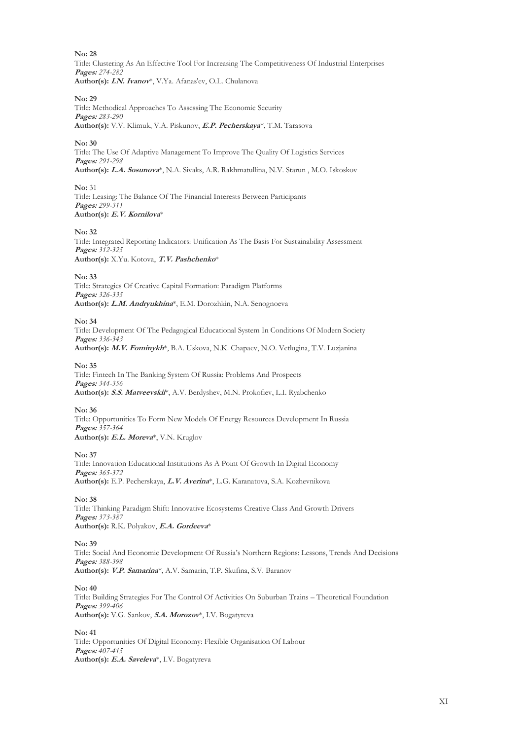**No: 28**
Title: Clustering As An Effective Tool For Increasing The Competitiveness Of Industrial Enterprises
***Pages:*** *274-282*
**Author(s):** ***I.N. Ivanov****, V.Ya. Afanas'ev, O.L. Chulanova

**No: 29**
Title: Methodical Approaches To Assessing The Economic Security
***Pages:*** *283-290*
**Author(s):** V.V. Klimuk, V.A. Piskunov, ***E.P. Pecherskaya****, T.M. Tarasova

**No: 30**
Title: The Use Of Adaptive Management To Improve The Quality Of Logistics Services
***Pages:*** *291-298*
**Author(s):** ***L.A. Sosunova****, N.A. Sivaks, A.R. Rakhmatullina, N.V. Starun , M.O. Iskoskov

**No:** 31
Title: Leasing: The Balance Of The Financial Interests Between Participants
***Pages:*** *299-311*
**Author(s):** ***E.V. Kornilova****

**No: 32**
Title: Integrated Reporting Indicators: Unification As The Basis For Sustainability Assessment
***Pages:*** *312-325*
**Author(s):** X.Yu. Kotova, ***T.V. Pashchenko****

**No: 33**
Title: Strategies Of Creative Capital Formation: Paradigm Platforms
***Pages:*** *326-335*
**Author(s):** ***L.M. Andryukhina****, E.M. Dorozhkin, N.A. Senognoeva

**No: 34**
Title: Development Of The Pedagogical Educational System In Conditions Of Modern Society
***Pages:*** *336-343*
**Author(s):** ***M.V. Fominykh****, B.A. Uskova, N.K. Chapaev, N.O. Vetlugina, T.V. Luzjanina

**No: 35**
Title: Fintech In The Banking System Of Russia: Problems And Prospects
***Pages:*** *344-356*
**Author(s):** ***S.S. Matveevskii****, A.V. Berdyshev, M.N. Prokofiev, L.I. Ryabchenko

**No: 36**
Title: Opportunities To Form New Models Of Energy Resources Development In Russia
***Pages:*** *357-364*
**Author(s):** ***E.L. Moreva****, V.N. Kruglov

**No: 37**
Title: Innovation Educational Institutions As A Point Of Growth In Digital Economy
***Pages:*** *365-372*
**Author(s):** E.P. Pecherskaya, ***L.V. Averina****, L.G. Karanatova, S.A. Kozhevnikova

**No: 38**
Title: Thinking Paradigm Shift: Innovative Ecosystems Creative Class And Growth Drivers
***Pages:*** *373-387*
**Author(s):** R.K. Polyakov, ***E.A. Gordeeva****

**No: 39**
Title: Social And Economic Development Of Russia's Northern Regions: Lessons, Trends And Decisions
***Pages:*** *388-398*
**Author(s):** ***V.P. Samarina****, A.V. Samarin, T.P. Skufina, S.V. Baranov

**No: 40**
Title: Building Strategies For The Control Of Activities On Suburban Trains – Theoretical Foundation
***Pages:*** *399-406*
**Author(s):** V.G. Sankov, ***S.A. Morozov****, I.V. Bogatyreva

**No: 41**
Title: Opportunities Of Digital Economy: Flexible Organisation Of Labour
***Pages:*** *407-415*
**Author(s):** ***E.A. Saveleva****, I.V. Bogatyreva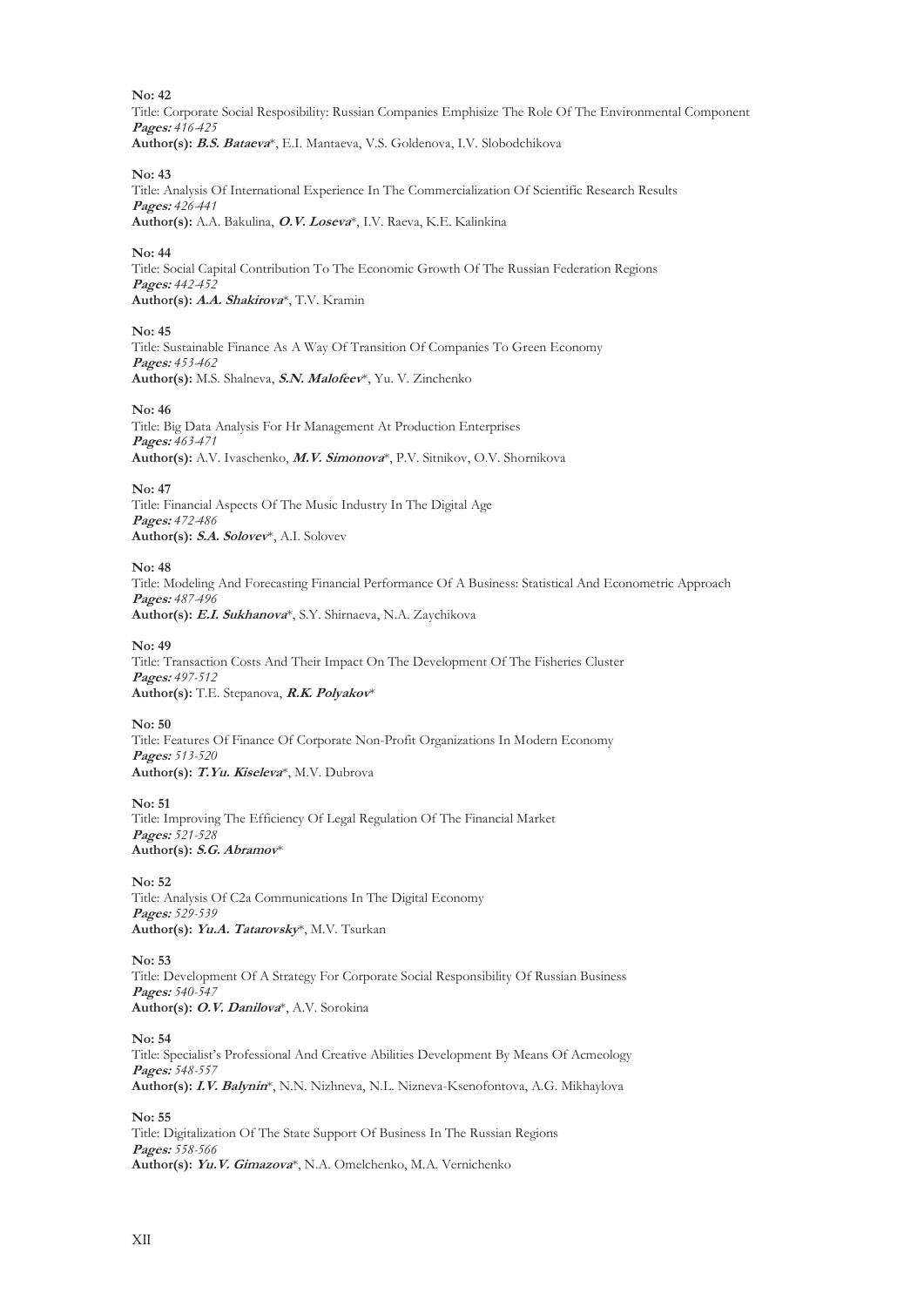**No: 42**
Title: Corporate Social Resposibility: Russian Companies Emphisize The Role Of The Environmental Component
***Pages:*** *416-425*
**Author(s):** ***B.S. Bataeva****, E.I. Mantaeva, V.S. Goldenova, I.V. Slobodchikova

**No: 43**
Title: Analysis Of International Experience In The Commercialization Of Scientific Research Results
***Pages:*** *426-441*
**Author(s):** A.A. Bakulina, ***O.V. Loseva****, I.V. Raeva, K.E. Kalinkina

**No: 44**
Title: Social Capital Contribution To The Economic Growth Of The Russian Federation Regions
***Pages:*** *442-452*
**Author(s):** ***A.A. Shakirova****, T.V. Kramin

**No: 45**
Title: Sustainable Finance As A Way Of Transition Of Companies To Green Economy
***Pages:*** *453-462*
**Author(s):** M.S. Shalneva, ***S.N. Malofeev****, Yu. V. Zinchenko

**No: 46**
Title: Big Data Analysis For Hr Management At Production Enterprises
***Pages:*** *463-471*
**Author(s):** A.V. Ivaschenko, ***M.V. Simonova****, P.V. Sitnikov, O.V. Shornikova

**No: 47**
Title: Financial Aspects Of The Music Industry In The Digital Age
***Pages:*** *472-486*
**Author(s):** ***S.A. Solovev****, A.I. Solovev

**No: 48**
Title: Modeling And Forecasting Financial Performance Of A Business: Statistical And Econometric Approach
***Pages:*** *487-496*
**Author(s):** ***E.I. Sukhanova****, S.Y. Shirnaeva, N.A. Zaychikova

**No: 49**
Title: Transaction Costs And Their Impact On The Development Of The Fisheries Cluster
***Pages:*** *497-512*
**Author(s):** T.E. Stepanova, ***R.K. Polyakov****

**No: 50**
Title: Features Of Finance Of Corporate Non-Profit Organizations In Modern Economy
***Pages:*** *513-520*
**Author(s):** ***T.Yu. Kiseleva****, M.V. Dubrova

**No: 51**
Title: Improving The Efficiency Of Legal Regulation Of The Financial Market
***Pages:*** *521-528*
**Author(s):** ***S.G. Abramov****

**No: 52**
Title: Analysis Of C2a Communications In The Digital Economy
***Pages:*** *529-539*
**Author(s):** ***Yu.A. Tatarovsky****, M.V. Tsurkan

**No: 53**
Title: Development Of A Strategy For Corporate Social Responsibility Of Russian Business
***Pages:*** *540-547*
**Author(s):** ***O.V. Danilova****, A.V. Sorokina

**No: 54**
Title: Specialist's Professional And Creative Abilities Development By Means Of Acmeology
***Pages:*** *548-557*
**Author(s):** ***I.V. Balynin****, N.N. Nizhneva, N.L. Nizneva-Ksenofontova, A.G. Mikhaylova

**No: 55**
Title: Digitalization Of The State Support Of Business In The Russian Regions
***Pages:*** *558-566*
**Author(s):** ***Yu.V. Gimazova****, N.A. Omelchenko, M.A. Vernichenko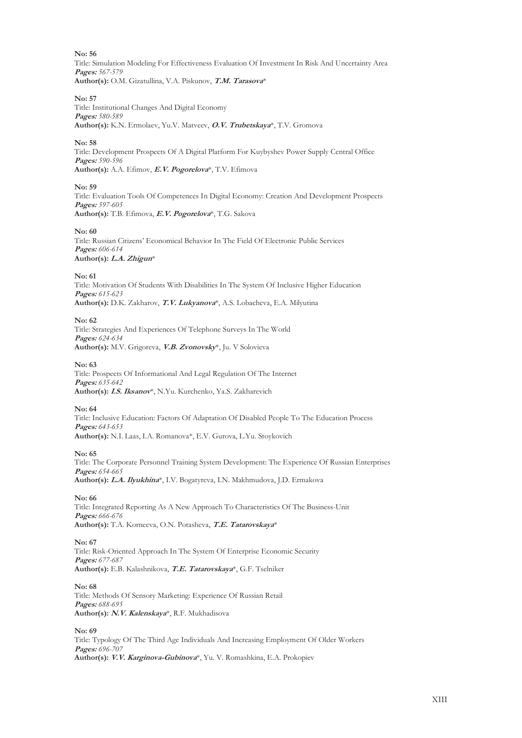**No: 56**
Title: Simulation Modeling For Effectiveness Evaluation Of Investment In Risk And Uncertainty Area
***Pages:*** *567-579*
**Author(s):** O.M. Gizatullina, V.A. Piskunov, ***T.M. Tarasova****

**No: 57**
Title: Institutional Changes And Digital Economy
***Pages:*** *580-589*
**Author(s):** K.N. Ermolaev, Yu.V. Matveev, ***O.V. Trubetskaya****, T.V. Gromova

**No: 58**
Title: Development Prospects Of A Digital Platform For Kuybyshev Power Supply Central Office
***Pages:*** *590-596*
**Author(s):** A.A. Efimov, ***E.V. Pogorelova****, T.V. Efimova

**No: 59**
Title: Evaluation Tools Of Competences In Digital Economy: Creation And Development Prospects
***Pages:*** *597-605*
**Author(s):** T.B. Efimova, ***E.V. Pogorelova****, T.G. Sakova

**No: 60**
Title: Russian Citizens' Economical Behavior In The Field Of Electronic Public Services
***Pages:*** *606-614*
**Author(s):** ***L.A. Zhigun****

**No: 61**
Title: Motivation Of Students With Disabilities In The System Of Inclusive Higher Education
***Pages:*** *615-623*
**Author(s):** D.K. Zakharov, ***T.V. Lukyanova****, A.S. Lobacheva, E.A. Milyutina

**No: 62**
Title: Strategies And Experiences Of Telephone Surveys In The World
***Pages:*** *624-634*
**Author(s):** M.V. Grigoreva, ***V.B. Zvonovsky****, Ju. V Solovieva

**No: 63**
Title: Prospects Of Informational And Legal Regulation Of The Internet
***Pages:*** *635-642*
**Author(s):** ***I.S. Iksanov****, N.Yu. Kurchenko, Ya.S. Zakharevich

**No: 64**
Title: Inclusive Education: Factors Of Adaptation Of Disabled People To The Education Process
***Pages:*** *643-653*
**Author(s):** N.I. Laas, I.A. Romanova*, E.V. Gurova, L.Yu. Stoykovich

**No: 65**
Title: The Corporate Personnel Training System Development: The Experience Of Russian Enterprises
***Pages:*** *654-665*
**Author(s):** ***L.A. Ilyukhina****, I.V. Bogatyreva, I.N. Makhmudova, J.D. Ermakova

**No: 66**
Title: Integrated Reporting As A New Approach To Characteristics Of The Business-Unit
***Pages:*** *666-676*
**Author(s):** T.A. Korneeva, O.N. Potasheva, ***T.E. Tatarovskaya****

**No: 67**
Title: Risk-Oriented Approach In The System Of Enterprise Economic Security
***Pages:*** *677-687*
**Author(s):** E.B. Kalashnikova, ***T.E. Tatarovskaya****, G.F. Tselniker

**No: 68**
Title: Methods Of Sensory Marketing: Experience Of Russian Retail
***Pages:*** *688-695*
**Author(s):** ***N.V. Kalenskaya****, R.F. Mukhadisova

**No: 69**
Title: Typology Of The Third Age Individuals And Increasing Employment Of Older Workers
***Pages:*** *696-707*
**Author(s):** ***V.V. Karginova-Gubinova****, Yu. V. Romashkina, E.A. Prokopiev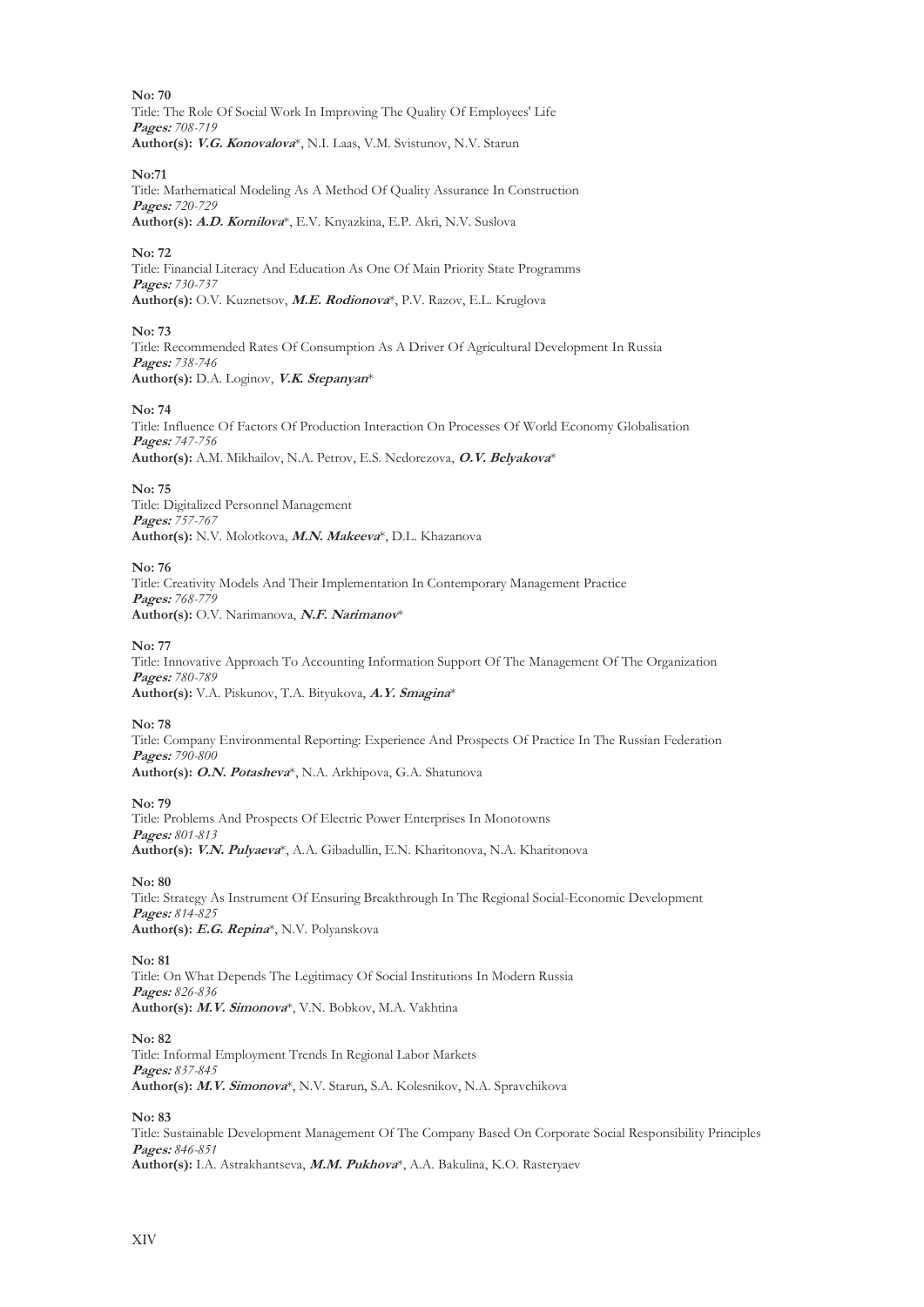**No: 70**
Title: The Role Of Social Work In Improving The Quality Of Employees' Life
***Pages:*** *708-719*
**Author(s):** ***V.G. Konovalova****, N.I. Laas, V.M. Svistunov, N.V. Starun

**No:71**
Title: Mathematical Modeling As A Method Of Quality Assurance In Construction
***Pages:*** *720-729*
**Author(s):** ***A.D. Kornilova****, E.V. Knyazkina, E.P. Akri, N.V. Suslova

**No: 72**
Title: Financial Literacy And Education As One Of Main Priority State Programms
***Pages:*** *730-737*
**Author(s):** O.V. Kuznetsov, ***M.E. Rodionova****, P.V. Razov, E.L. Kruglova

**No: 73**
Title: Recommended Rates Of Consumption As A Driver Of Agricultural Development In Russia
***Pages:*** *738-746*
**Author(s):** D.A. Loginov, ***V.K. Stepanyan****

**No: 74**
Title: Influence Of Factors Of Production Interaction On Processes Of World Economy Globalisation
***Pages:*** *747-756*
**Author(s):** A.M. Mikhailov, N.A. Petrov, E.S. Nedorezova, ***O.V. Belyakova****

**No: 75**
Title: Digitalized Personnel Management
***Pages:*** *757-767*
**Author(s):** N.V. Molotkova, ***M.N. Makeeva****, D.L. Khazanova

**No: 76**
Title: Creativity Models And Their Implementation In Contemporary Management Practice
***Pages:*** *768-779*
**Author(s):** O.V. Narimanova, ***N.F. Narimanov****

**No: 77**
Title: Innovative Approach To Accounting Information Support Of The Management Of The Organization
***Pages:*** *780-789*
**Author(s):** V.A. Piskunov, T.A. Bityukova, ***A.Y. Smagina****

**No: 78**
Title: Company Environmental Reporting: Experience And Prospects Of Practice In The Russian Federation
***Pages:*** *790-800*
**Author(s):** ***O.N. Potasheva****, N.A. Arkhipova, G.A. Shatunova

**No: 79**
Title: Problems And Prospects Of Electric Power Enterprises In Monotowns
***Pages:*** *801-813*
**Author(s):** ***V.N. Pulyaeva****, A.A. Gibadullin, E.N. Kharitonova, N.A. Kharitonova

**No: 80**
Title: Strategy As Instrument Of Ensuring Breakthrough In The Regional Social-Economic Development
***Pages:*** *814-825*
**Author(s):** ***E.G. Repina****, N.V. Polyanskova

**No: 81**
Title: On What Depends The Legitimacy Of Social Institutions In Modern Russia
***Pages:*** *826-836*
**Author(s):** ***M.V. Simonova****, V.N. Bobkov, M.A. Vakhtina

**No: 82**
Title: Informal Employment Trends In Regional Labor Markets
***Pages:*** *837-845*
**Author(s):** ***M.V. Simonova****, N.V. Starun, S.A. Kolesnikov, N.A. Spravchikova

**No: 83**
Title: Sustainable Development Management Of The Company Based On Corporate Social Responsibility Principles
***Pages:*** *846-851*
**Author(s):** I.A. Astrakhantseva, ***M.M. Pukhova****, A.A. Bakulina, K.O. Rasteryaev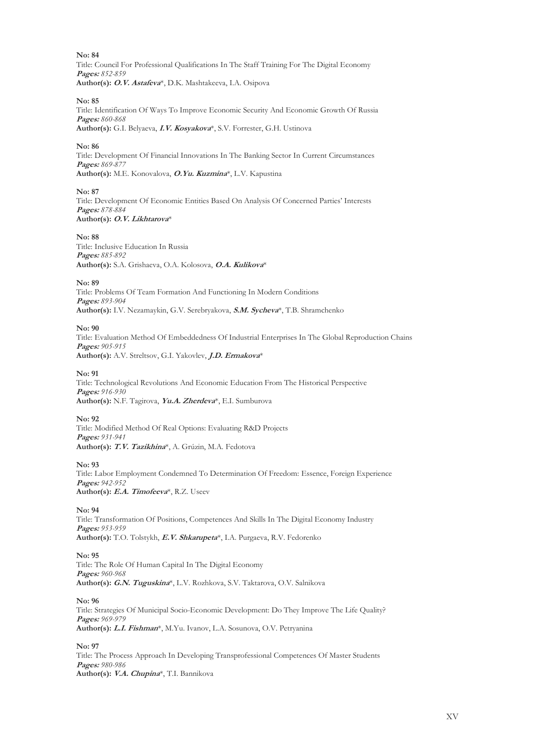**No: 84**
Title: Council For Professional Qualifications In The Staff Training For The Digital Economy
***Pages:*** *852-859*
**Author(s):** ***O.V. Astafeva****, D.K. Mashtakeeva, I.A. Osipova

**No: 85**
Title: Identification Of Ways To Improve Economic Security And Economic Growth Of Russia
***Pages:*** *860-868*
**Author(s):** G.I. Belyaeva, ***I.V. Kosyakova****, S.V. Forrester, G.H. Ustinova

**No: 86**
Title: Development Of Financial Innovations In The Banking Sector In Current Circumstances
***Pages:*** *869-877*
**Author(s):** M.E. Konovalova, ***O.Yu. Kuzmina****, L.V. Kapustina

**No: 87**
Title: Development Of Economic Entities Based On Analysis Of Concerned Parties' Interests
***Pages:*** *878-884*
**Author(s):** ***O.V. Likhtarova****

**No: 88**
Title: Inclusive Education In Russia
***Pages:*** *885-892*
**Author(s):** S.A. Grishaeva, O.A. Kolosova, ***O.A. Kulikova****

**No: 89**
Title: Problems Of Team Formation And Functioning In Modern Conditions
***Pages:*** *893-904*
**Author(s):** I.V. Nezamaykin, G.V. Serebryakova, ***S.M. Sycheva****, T.B. Shramchenko

**No: 90**
Title: Evaluation Method Of Embeddedness Of Industrial Enterprises In The Global Reproduction Chains
***Pages:*** *905-915*
**Author(s):** A.V. Streltsov, G.I. Yakovlev, ***J.D. Ermakova****

**No: 91**
Title: Technological Revolutions And Economic Education From The Historical Perspective
***Pages:*** *916-930*
**Author(s):** N.F. Tagirova, ***Yu.A. Zherdeva****, E.I. Sumburova

**No: 92**
Title: Modified Method Of Real Options: Evaluating R&D Projects
***Pages:*** *931-941*
**Author(s):** ***T.V. Tazikhina****, A. Grúzin, M.A. Fedotova

**No: 93**
Title: Labor Employment Condemned To Determination Of Freedom: Essence, Foreign Experience
***Pages:*** *942-952*
**Author(s):** ***E.A. Timofeeva****, R.Z. Useev

**No: 94**
Title: Transformation Of Positions, Competences And Skills In The Digital Economy Industry
***Pages:*** *953-959*
**Author(s):** T.O. Tolstykh, ***E.V. Shkarupeta****, I.A. Purgaeva, R.V. Fedorenko

**No: 95**
Title: The Role Of Human Capital In The Digital Economy
***Pages:*** *960-968*
**Author(s):** ***G.N. Tuguskina****, L.V. Rozhkova, S.V. Taktarova, O.V. Salnikova

**No: 96**
Title: Strategies Of Municipal Socio-Economic Development: Do They Improve The Life Quality?
***Pages:*** *969-979*
**Author(s):** ***L.I. Fishman****, M.Yu. Ivanov, L.A. Sosunova, O.V. Petryanina

**No: 97**
Title: The Process Approach In Developing Transprofessional Competences Of Master Students
***Pages:*** *980-986*
**Author(s):** ***V.A. Chupina****, T.I. Bannikova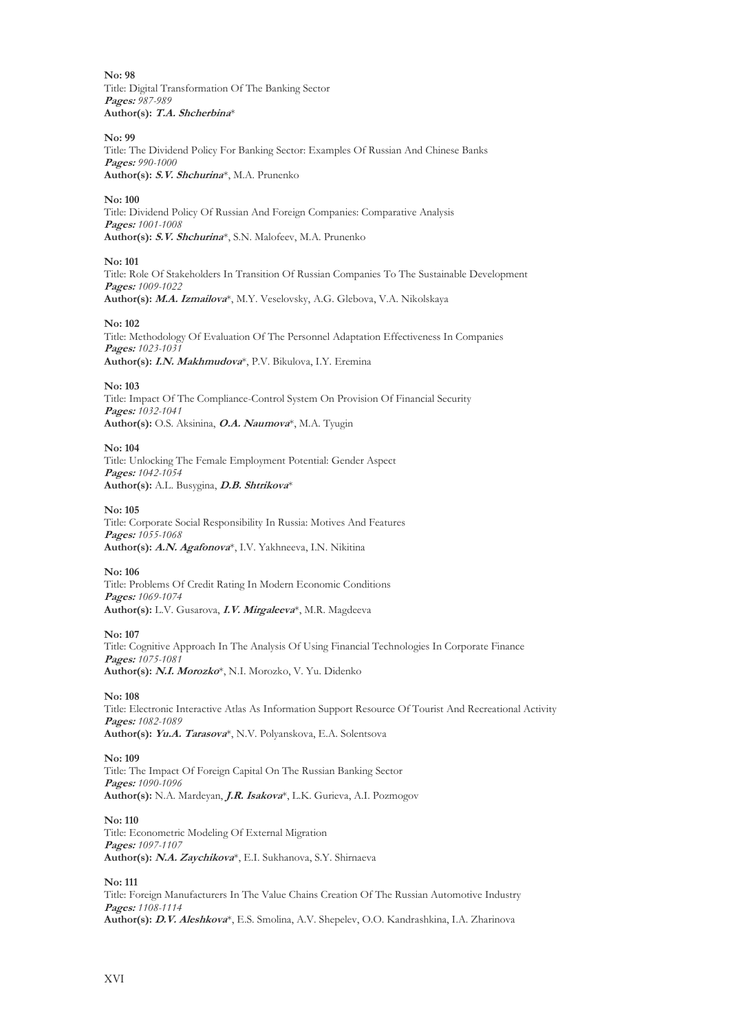**No: 98**
Title: Digital Transformation Of The Banking Sector
***Pages:*** *987-989*
**Author(s):** ***T.A. Shcherbina****

**No: 99**
Title: The Dividend Policy For Banking Sector: Examples Of Russian And Chinese Banks
***Pages:*** *990-1000*
**Author(s):** ***S.V. Shchurina****, M.A. Prunenko

**No: 100**
Title: Dividend Policy Of Russian And Foreign Companies: Comparative Analysis
***Pages:*** *1001-1008*
**Author(s):** ***S.V. Shchurina****, S.N. Malofeev, M.A. Prunenko

**No: 101**
Title: Role Of Stakeholders In Transition Of Russian Companies To The Sustainable Development
***Pages:*** *1009-1022*
**Author(s):** ***M.A. Izmailova****, M.Y. Veselovsky, A.G. Glebova, V.A. Nikolskaya

**No: 102**
Title: Methodology Of Evaluation Of The Personnel Adaptation Effectiveness In Companies
***Pages:*** *1023-1031*
**Author(s):** ***I.N. Makhmudova****, P.V. Bikulova, I.Y. Eremina

**No: 103**
Title: Impact Of The Compliance-Control System On Provision Of Financial Security
***Pages:*** *1032-1041*
**Author(s):** O.S. Aksinina, ***O.A. Naumova****, M.A. Tyugin

**No: 104**
Title: Unlocking The Female Employment Potential: Gender Aspect
***Pages:*** *1042-1054*
**Author(s):** A.L. Busygina, ***D.B. Shtrikova****

**No: 105**
Title: Corporate Social Responsibility In Russia: Motives And Features
***Pages:*** *1055-1068*
**Author(s):** ***A.N. Agafonova****, I.V. Yakhneeva, I.N. Nikitina

**No: 106**
Title: Problems Of Credit Rating In Modern Economic Conditions
***Pages:*** *1069-1074*
**Author(s):** L.V. Gusarova, ***I.V. Mirgaleeva****, M.R. Magdeeva

**No: 107**
Title: Cognitive Approach In The Analysis Of Using Financial Technologies In Corporate Finance
***Pages:*** *1075-1081*
**Author(s):** ***N.I. Morozko****, N.I. Morozko, V. Yu. Didenko

**No: 108**
Title: Electronic Interactive Atlas As Information Support Resource Of Tourist And Recreational Activity
***Pages:*** *1082-1089*
**Author(s):** ***Yu.A. Tarasova****, N.V. Polyanskova, E.A. Solentsova

**No: 109**
Title: The Impact Of Foreign Capital On The Russian Banking Sector
***Pages:*** *1090-1096*
**Author(s):** N.A. Mardeyan, ***J.R. Isakova****, L.K. Gurieva, A.I. Pozmogov

**No: 110**
Title: Econometric Modeling Of External Migration
***Pages:*** *1097-1107*
**Author(s):** ***N.A. Zaychikova****, E.I. Sukhanova, S.Y. Shirnaeva

**No: 111**
Title: Foreign Manufacturers In The Value Chains Creation Of The Russian Automotive Industry
***Pages:*** *1108-1114*
**Author(s):** ***D.V. Aleshkova****, E.S. Smolina, A.V. Shepelev, O.O. Kandrashkina, I.A. Zharinova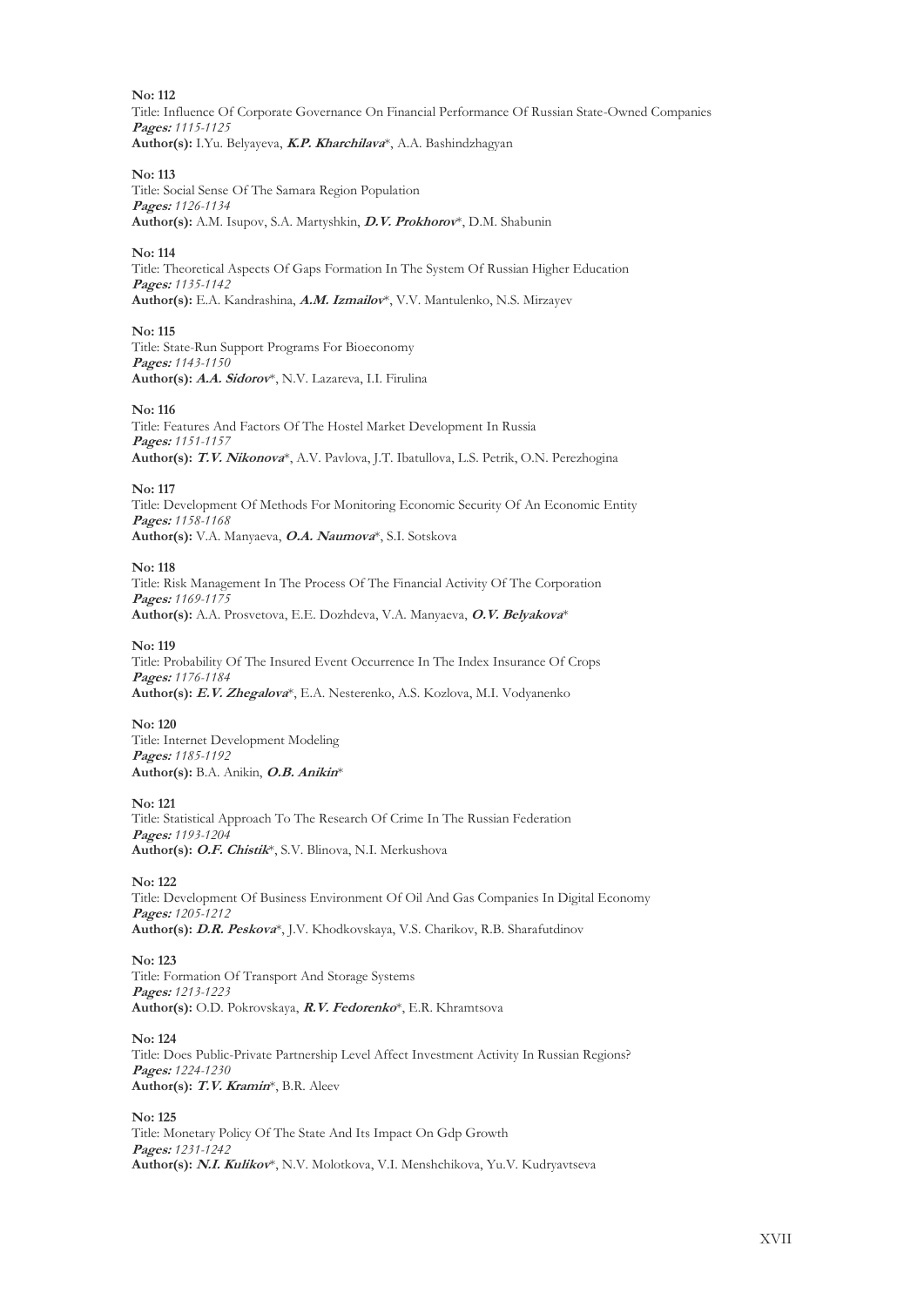**No: 112**
Title: Influence Of Corporate Governance On Financial Performance Of Russian State-Owned Companies
***Pages:*** *1115-1125*
**Author(s):** I.Yu. Belyayeva, ***K.P. Kharchilava****, A.A. Bashindzhagyan

**No: 113**
Title: Social Sense Of The Samara Region Population
***Pages:*** *1126-1134*
**Author(s):** A.M. Isupov, S.A. Martyshkin, ***D.V. Prokhorov****, D.M. Shabunin

**No: 114**
Title: Theoretical Aspects Of Gaps Formation In The System Of Russian Higher Education
***Pages:*** *1135-1142*
**Author(s):** E.A. Kandrashina, ***A.M. Izmailov****, V.V. Mantulenko, N.S. Mirzayev

**No: 115**
Title: State-Run Support Programs For Bioeconomy
***Pages:*** *1143-1150*
**Author(s):** ***A.A. Sidorov****, N.V. Lazareva, I.I. Firulina

**No: 116**
Title: Features And Factors Of The Hostel Market Development In Russia
***Pages:*** *1151-1157*
**Author(s):** ***T.V. Nikonova****, A.V. Pavlova, J.T. Ibatullova, L.S. Petrik, O.N. Perezhogina

**No: 117**
Title: Development Of Methods For Monitoring Economic Security Of An Economic Entity
***Pages:*** *1158-1168*
**Author(s):** V.A. Manyaeva, ***O.A. Naumova****, S.I. Sotskova

**No: 118**
Title: Risk Management In The Process Of The Financial Activity Of The Corporation
***Pages:*** *1169-1175*
**Author(s):** A.A. Prosvetova, E.E. Dozhdeva, V.A. Manyaeva, ***O.V. Belyakova****

**No: 119**
Title: Probability Of The Insured Event Occurrence In The Index Insurance Of Crops
***Pages:*** *1176-1184*
**Author(s):** ***E.V. Zhegalova****, E.A. Nesterenko, A.S. Kozlova, M.I. Vodyanenko

**No: 120**
Title: Internet Development Modeling
***Pages:*** *1185-1192*
**Author(s):** B.A. Anikin, ***O.B. Anikin****

**No: 121**
Title: Statistical Approach To The Research Of Crime In The Russian Federation
***Pages:*** *1193-1204*
**Author(s):** ***O.F. Chistik****, S.V. Blinova, N.I. Merkushova

**No: 122**
Title: Development Of Business Environment Of Oil And Gas Companies In Digital Economy
***Pages:*** *1205-1212*
**Author(s):** ***D.R. Peskova****, J.V. Khodkovskaya, V.S. Charikov, R.B. Sharafutdinov

**No: 123**
Title: Formation Of Transport And Storage Systems
***Pages:*** *1213-1223*
**Author(s):** O.D. Pokrovskaya, ***R.V. Fedorenko****, E.R. Khramtsova

**No: 124**
Title: Does Public-Private Partnership Level Affect Investment Activity In Russian Regions?
***Pages:*** *1224-1230*
**Author(s):** ***T.V. Kramin****, B.R. Aleev

**No: 125**
Title: Monetary Policy Of The State And Its Impact On Gdp Growth
***Pages:*** *1231-1242*
**Author(s):** ***N.I. Kulikov****, N.V. Molotkova, V.I. Menshchikova, Yu.V. Kudryavtseva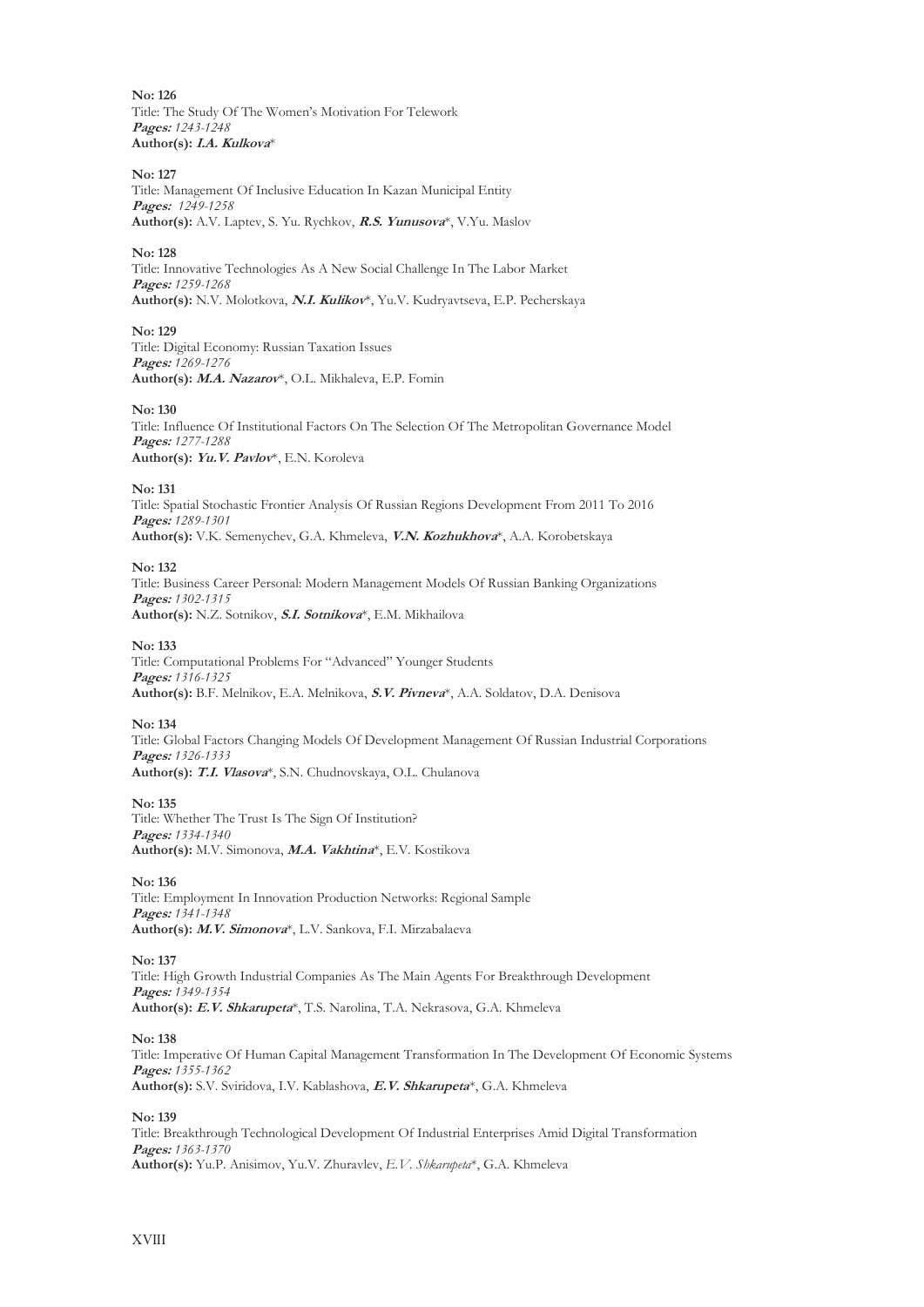**No: 126**
Title: The Study Of The Women's Motivation For Telework
***Pages:*** *1243-1248*
**Author(s): *I.A. Kulkova*\***

**No: 127**
Title: Management Of Inclusive Education In Kazan Municipal Entity
***Pages:*** *1249-1258*
**Author(s):** A.V. Laptev, S. Yu. Rychkov, ***R.S. Yunusova***\*, V.Yu. Maslov

**No: 128**
Title: Innovative Technologies As A New Social Challenge In The Labor Market
***Pages:*** *1259-1268*
**Author(s):** N.V. Molotkova, ***N.I. Kulikov***\*, Yu.V. Kudryavtseva, E.P. Pecherskaya

**No: 129**
Title: Digital Economy: Russian Taxation Issues
***Pages:*** *1269-1276*
**Author(s):** ***M.A. Nazarov***\*, O.L. Mikhaleva, E.P. Fomin

**No: 130**
Title: Influence Of Institutional Factors On The Selection Of The Metropolitan Governance Model
***Pages:*** *1277-1288*
**Author(s):** ***Yu.V. Pavlov***\*, E.N. Koroleva

**No: 131**
Title: Spatial Stochastic Frontier Analysis Of Russian Regions Development From 2011 To 2016
***Pages:*** *1289-1301*
**Author(s):** V.K. Semenychev, G.A. Khmeleva, ***V.N. Kozhukhova***\*, A.A. Korobetskaya

**No: 132**
Title: Business Career Personal: Modern Management Models Of Russian Banking Organizations
***Pages:*** *1302-1315*
**Author(s):** N.Z. Sotnikov, ***S.I. Sotnikova***\*, E.M. Mikhailova

**No: 133**
Title: Computational Problems For "Advanced" Younger Students
***Pages:*** *1316-1325*
**Author(s):** B.F. Melnikov, E.A. Melnikova, ***S.V. Pivneva***\*, A.A. Soldatov, D.A. Denisova

**No: 134**
Title: Global Factors Changing Models Of Development Management Of Russian Industrial Corporations
***Pages:*** *1326-1333*
**Author(s):** ***T.I. Vlasova***\*, S.N. Chudnovskaya, O.L. Chulanova

**No: 135**
Title: Whether The Trust Is The Sign Of Institution?
***Pages:*** *1334-1340*
**Author(s):** M.V. Simonova, ***M.A. Vakhtina***\*, E.V. Kostikova

**No: 136**
Title: Employment In Innovation Production Networks: Regional Sample
***Pages:*** *1341-1348*
**Author(s):** ***M.V. Simonova***\*, L.V. Sankova, F.I. Mirzabalaeva

**No: 137**
Title: High Growth Industrial Companies As The Main Agents For Breakthrough Development
***Pages:*** *1349-1354*
**Author(s):** ***E.V. Shkarupeta***\*, T.S. Narolina, T.A. Nekrasova, G.A. Khmeleva

**No: 138**
Title: Imperative Of Human Capital Management Transformation In The Development Of Economic Systems
***Pages:*** *1355-1362*
**Author(s):** S.V. Sviridova, I.V. Kablashova, ***E.V. Shkarupeta***\*, G.A. Khmeleva

**No: 139**
Title: Breakthrough Technological Development Of Industrial Enterprises Amid Digital Transformation
***Pages:*** *1363-1370*
**Author(s):** Yu.P. Anisimov, Yu.V. Zhuravlev, *E.V. Shkarupeta*\*, G.A. Khmeleva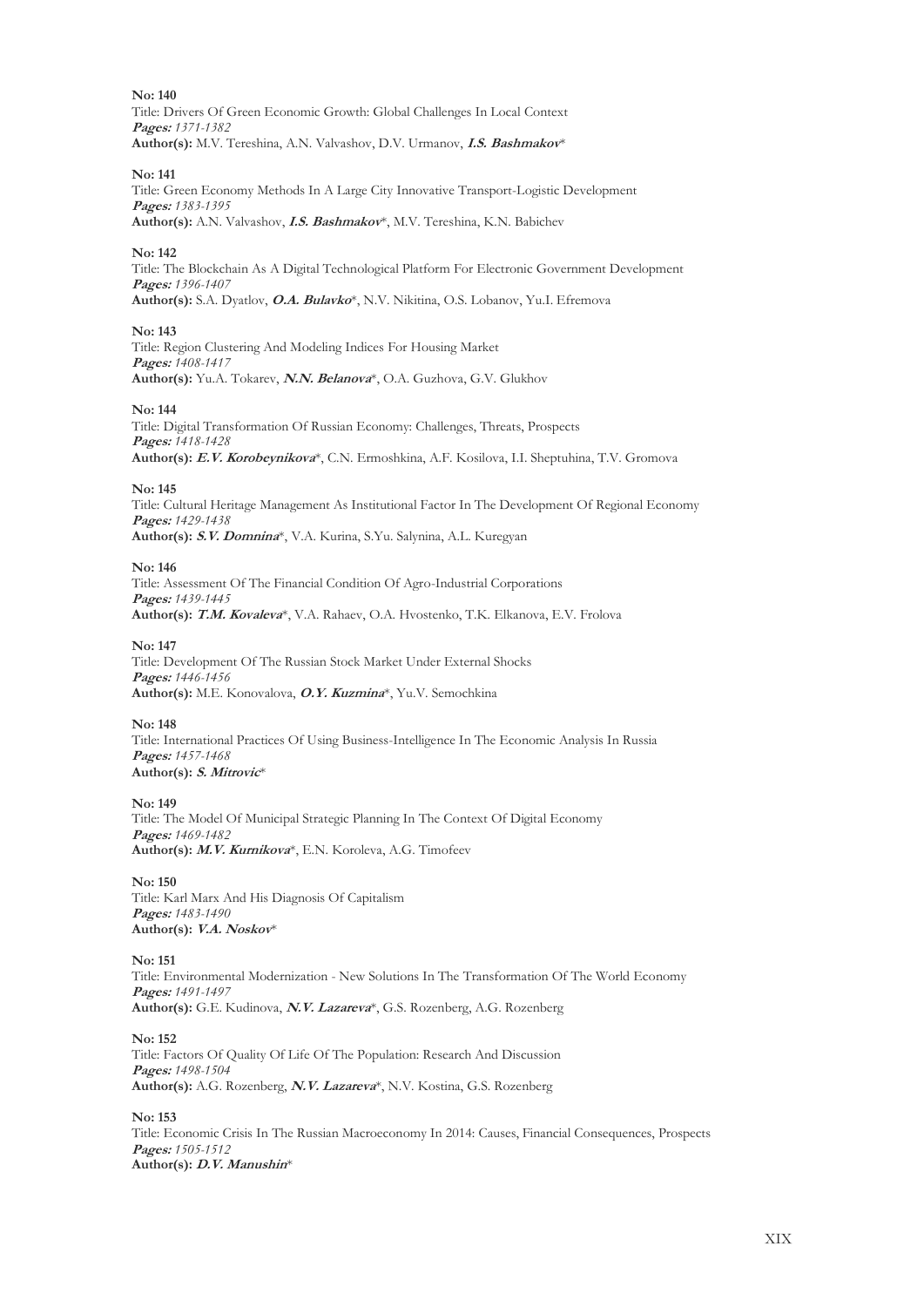**No: 140**
Title: Drivers Of Green Economic Growth: Global Challenges In Local Context
***Pages:*** *1371-1382*
**Author(s):** M.V. Tereshina, A.N. Valvashov, D.V. Urmanov, ***I.S. Bashmakov****

**No: 141**
Title: Green Economy Methods In A Large City Innovative Transport-Logistic Development
***Pages:*** *1383-1395*
**Author(s):** A.N. Valvashov, ***I.S. Bashmakov****, M.V. Tereshina, K.N. Babichev

**No: 142**
Title: The Blockchain As A Digital Technological Platform For Electronic Government Development
***Pages:*** *1396-1407*
**Author(s):** S.A. Dyatlov, ***O.A. Bulavko****, N.V. Nikitina, O.S. Lobanov, Yu.I. Efremova

**No: 143**
Title: Region Clustering And Modeling Indices For Housing Market
***Pages:*** *1408-1417*
**Author(s):** Yu.A. Tokarev, ***N.N. Belanova****, O.A. Guzhova, G.V. Glukhov

**No: 144**
Title: Digital Transformation Of Russian Economy: Challenges, Threats, Prospects
***Pages:*** *1418-1428*
**Author(s):** ***E.V. Korobeynikova****, C.N. Ermoshkina, A.F. Kosilova, I.I. Sheptuhina, T.V. Gromova

**No: 145**
Title: Cultural Heritage Management As Institutional Factor In The Development Of Regional Economy
***Pages:*** *1429-1438*
**Author(s):** ***S.V. Domnina****, V.A. Kurina, S.Yu. Salynina, A.L. Kuregyan

**No: 146**
Title: Assessment Of The Financial Condition Of Agro-Industrial Corporations
***Pages:*** *1439-1445*
**Author(s):** ***T.M. Kovaleva****, V.A. Rahaev, O.A. Hvostenko, T.K. Elkanova, E.V. Frolova

**No: 147**
Title: Development Of The Russian Stock Market Under External Shocks
***Pages:*** *1446-1456*
**Author(s):** M.E. Konovalova, ***O.Y. Kuzmina****, Yu.V. Semochkina

**No: 148**
Title: International Practices Of Using Business-Intelligence In The Economic Analysis In Russia
***Pages:*** *1457-1468*
**Author(s):** ***S. Mitrovic****

**No: 149**
Title: The Model Of Municipal Strategic Planning In The Context Of Digital Economy
***Pages:*** *1469-1482*
**Author(s):** ***M.V. Kurnikova****, E.N. Koroleva, A.G. Timofeev

**No: 150**
Title: Karl Marx And His Diagnosis Of Capitalism
***Pages:*** *1483-1490*
**Author(s):** ***V.A. Noskov****

**No: 151**
Title: Environmental Modernization - New Solutions In The Transformation Of The World Economy
***Pages:*** *1491-1497*
**Author(s):** G.E. Kudinova, ***N.V. Lazareva****, G.S. Rozenberg, A.G. Rozenberg

**No: 152**
Title: Factors Of Quality Of Life Of The Population: Research And Discussion
***Pages:*** *1498-1504*
**Author(s):** A.G. Rozenberg, ***N.V. Lazareva****, N.V. Kostina, G.S. Rozenberg

**No: 153**
Title: Economic Crisis In The Russian Macroeconomy In 2014: Causes, Financial Consequences, Prospects
***Pages:*** *1505-1512*
**Author(s):** ***D.V. Manushin****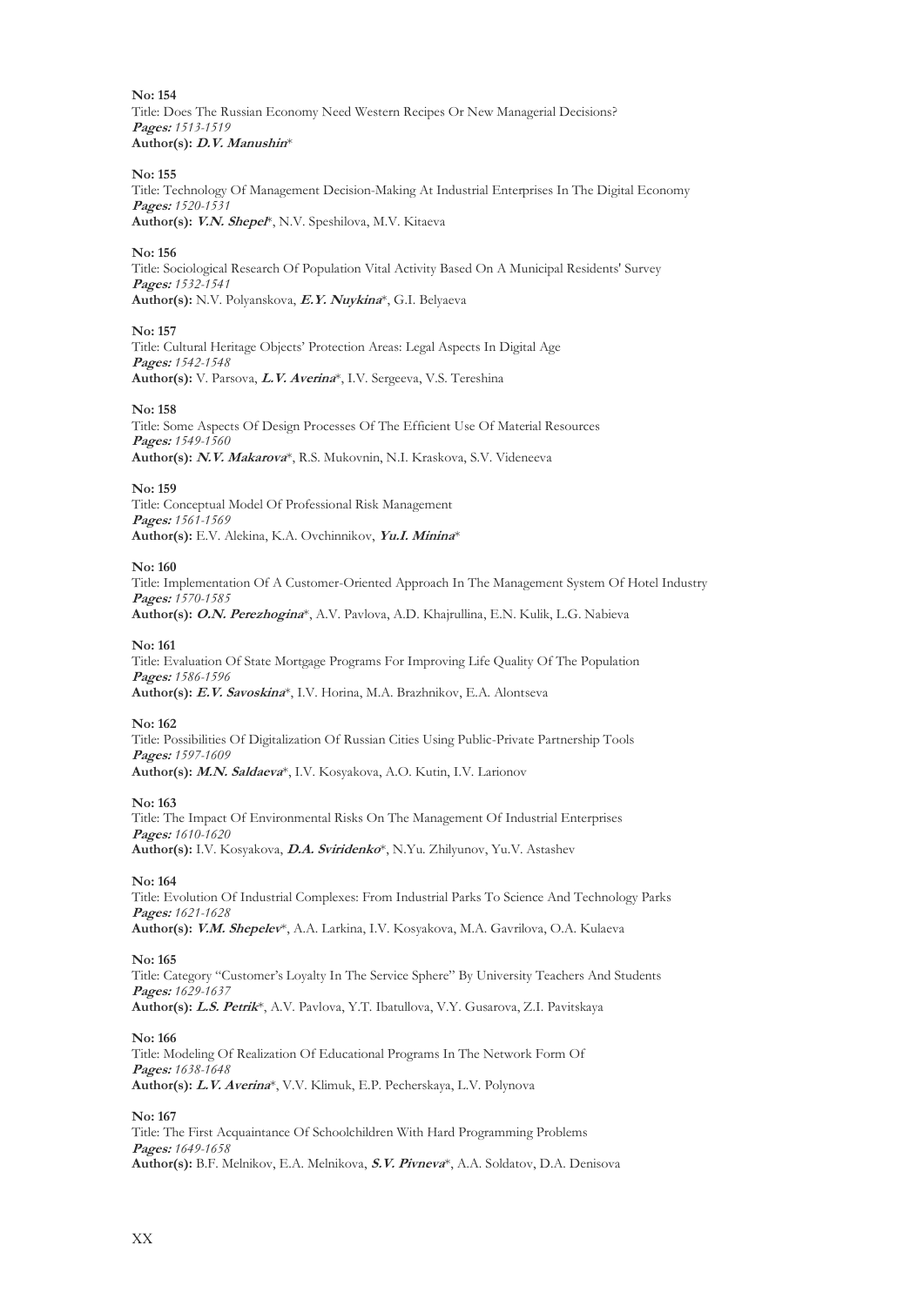**No: 154**
Title: Does The Russian Economy Need Western Recipes Or New Managerial Decisions?
***Pages:*** *1513-1519*
**Author(s):** ***D.V. Manushin****

**No: 155**
Title: Technology Of Management Decision-Making At Industrial Enterprises In The Digital Economy
***Pages:*** *1520-1531*
**Author(s):** ***V.N. Shepel****, N.V. Speshilova, M.V. Kitaeva

**No: 156**
Title: Sociological Research Of Population Vital Activity Based On A Municipal Residents' Survey
***Pages:*** *1532-1541*
**Author(s):** N.V. Polyanskova, ***E.Y. Nuykina****, G.I. Belyaeva

**No: 157**
Title: Cultural Heritage Objects' Protection Areas: Legal Aspects In Digital Age
***Pages:*** *1542-1548*
**Author(s):** V. Parsova, ***L.V. Averina****, I.V. Sergeeva, V.S. Tereshina

**No: 158**
Title: Some Aspects Of Design Processes Of The Efficient Use Of Material Resources
***Pages:*** *1549-1560*
**Author(s):** ***N.V. Makarova****, R.S. Mukovnin, N.I. Kraskova, S.V. Videneeva

**No: 159**
Title: Conceptual Model Of Professional Risk Management
***Pages:*** *1561-1569*
**Author(s):** E.V. Alekina, K.A. Ovchinnikov, ***Yu.I. Minina****

**No: 160**
Title: Implementation Of A Customer-Oriented Approach In The Management System Of Hotel Industry
***Pages:*** *1570-1585*
**Author(s):** ***O.N. Perezhogina****, A.V. Pavlova, A.D. Khajrullina, E.N. Kulik, L.G. Nabieva

**No: 161**
Title: Evaluation Of State Mortgage Programs For Improving Life Quality Of The Population
***Pages:*** *1586-1596*
**Author(s):** ***E.V. Savoskina****, I.V. Horina, M.A. Brazhnikov, E.A. Alontseva

**No: 162**
Title: Possibilities Of Digitalization Of Russian Cities Using Public-Private Partnership Tools
***Pages:*** *1597-1609*
**Author(s):** ***M.N. Saldaeva****, I.V. Kosyakova, A.O. Kutin, I.V. Larionov

**No: 163**
Title: The Impact Of Environmental Risks On The Management Of Industrial Enterprises
***Pages:*** *1610-1620*
**Author(s):** I.V. Kosyakova, ***D.A. Sviridenko****, N.Yu. Zhilyunov, Yu.V. Astashev

**No: 164**
Title: Evolution Of Industrial Complexes: From Industrial Parks To Science And Technology Parks
***Pages:*** *1621-1628*
**Author(s):** ***V.M. Shepelev****, A.A. Larkina, I.V. Kosyakova, M.A. Gavrilova, O.A. Kulaeva

**No: 165**
Title: Category "Customer's Loyalty In The Service Sphere" By University Teachers And Students
***Pages:*** *1629-1637*
**Author(s):** ***L.S. Petrik****, A.V. Pavlova, Y.T. Ibatullova, V.Y. Gusarova, Z.I. Pavitskaya

**No: 166**
Title: Modeling Of Realization Of Educational Programs In The Network Form Of
***Pages:*** *1638-1648*
**Author(s):** ***L.V. Averina****, V.V. Klimuk, E.P. Pecherskaya, L.V. Polynova

**No: 167**
Title: The First Acquaintance Of Schoolchildren With Hard Programming Problems
***Pages:*** *1649-1658*
**Author(s):** B.F. Melnikov, E.A. Melnikova, ***S.V. Pivneva****, A.A. Soldatov, D.A. Denisova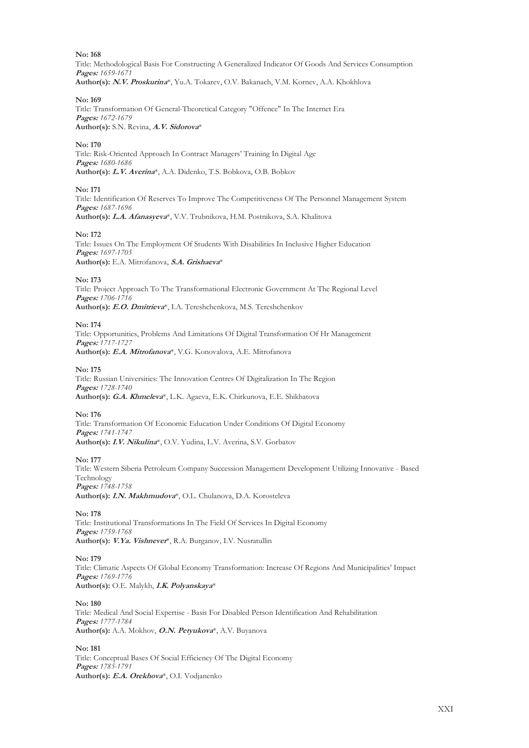**No: 168**
Title: Methodological Basis For Constructing A Generalized Indicator Of Goods And Services Consumption
***Pages:*** *1659-1671*
**Author(s):** ***N.V. Proskurina****, Yu.A. Tokarev, O.V. Bakanach, V.M. Kornev, A.A. Khokhlova

**No: 169**
Title: Transformation Of General-Theoretical Category "Offence" In The Internet Era
***Pages:*** *1672-1679*
**Author(s):** S.N. Revina, ***A.V. Sidorova****

**No: 170**
Title: Risk-Oriented Approach In Contract Managers' Training In Digital Age
***Pages:*** *1680-1686*
**Author(s):** ***L.V. Averina****, A.A. Didenko, T.S. Bobkova, O.B. Bobkov

**No: 171**
Title: Identification Of Reserves To Improve The Competitiveness Of The Personnel Management System
***Pages:*** *1687-1696*
**Author(s):** ***L.A. Afanasyeva****, V.V. Trubnikova, H.M. Postnikova, S.A. Khalitova

**No: 172**
Title: Issues On The Employment Of Students With Disabilities In Inclusive Higher Education
***Pages:*** *1697-1705*
**Author(s):** E.A. Mitrofanova, ***S.A. Grishaeva****

**No: 173**
Title: Project Approach To The Transformational Electronic Government At The Regional Level
***Pages:*** *1706-1716*
**Author(s):** ***E.O. Dmitrieva****, I.A. Tereshchenkova, M.S. Tereshchenkov

**No: 174**
Title: Opportunities, Problems And Limitations Of Digital Transformation Of Hr Management
***Pages:*** *1717-1727*
**Author(s):** ***E.A. Mitrofanova****, V.G. Konovalova, A.E. Mitrofanova

**No: 175**
Title: Russian Universities: The Innovation Centres Of Digitalization In The Region
***Pages:*** *1728-1740*
**Author(s):** ***G.A. Khmeleva****, L.K. Agaeva, E.K. Chirkunova, E.E. Shikhatova

**No: 176**
Title: Transformation Of Economic Education Under Conditions Of Digital Economy
***Pages:*** *1741-1747*
**Author(s):** ***I.V. Nikulina****, O.V. Yudina, L.V. Averina, S.V. Gorbatov

**No: 177**
Title: Western Siberia Petroleum Company Succession Management Development Utilizing Innovative - Based Technology
***Pages:*** *1748-1758*
**Author(s):** ***I.N. Makhmudova****, O.L. Chulanova, D.A. Korosteleva

**No: 178**
Title: Institutional Transformations In The Field Of Services In Digital Economy
***Pages:*** *1759-1768*
**Author(s):** ***V.Ya. Vishnever****, R.A. Burganov, I.V. Nusratullin

**No: 179**
Title: Climatic Aspects Of Global Economy Transformation: Increase Of Regions And Municipalities' Impact
***Pages:*** *1769-1776*
**Author(s):** O.E. Malykh, ***I.K. Polyanskaya****

**No: 180**
Title: Medical And Social Expertise - Basis For Disabled Person Identification And Rehabilitation
***Pages:*** *1777-1784*
**Author(s):** A.A. Mokhov, ***O.N. Petyukova****, A.V. Buyanova

**No: 181**
Title: Conceptual Bases Of Social Efficiency Of The Digital Economy
***Pages:*** *1785-1791*
**Author(s):** ***E.A. Orekhova****, O.I. Vodjanenko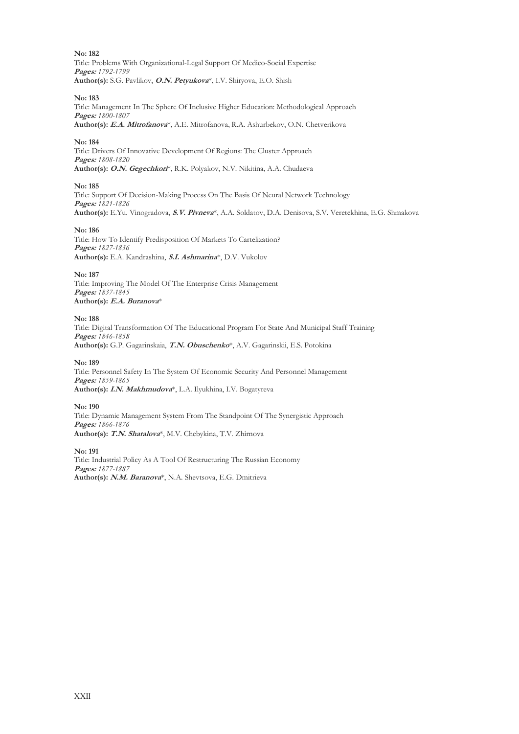**No: 182**
Title: Problems With Organizational-Legal Support Of Medico-Social Expertise
***Pages:*** *1792-1799*
**Author(s):** S.G. Pavlikov, ***O.N. Petyukova***\*, I.V. Shiryova, E.O. Shish

**No: 183**
Title: Management In The Sphere Of Inclusive Higher Education: Methodological Approach
***Pages:*** *1800-1807*
**Author(s):** ***E.A. Mitrofanova***\*, A.E. Mitrofanova, R.A. Ashurbekov, O.N. Chetverikova

**No: 184**
Title: Drivers Of Innovative Development Of Regions: The Cluster Approach
***Pages:*** *1808-1820*
**Author(s):** ***O.N. Gegechkori***\*, R.K. Polyakov, N.V. Nikitina, A.A. Chudaeva

**No: 185**
Title: Support Of Decision-Making Process On The Basis Of Neural Network Technology
***Pages:*** *1821-1826*
**Author(s):** E.Yu. Vinogradova, ***S.V. Pivneva***\*, A.A. Soldatov, D.A. Denisova, S.V. Veretekhina, E.G. Shmakova

**No: 186**
Title: How To Identify Predisposition Of Markets To Cartelization?
***Pages:*** *1827-1836*
**Author(s):** E.A. Kandrashina, ***S.I. Ashmarina***\*, D.V. Vukolov

**No: 187**
Title: Improving The Model Of The Enterprise Crisis Management
***Pages:*** *1837-1845*
**Author(s):** ***E.A. Buranova***\*

**No: 188**
Title: Digital Transformation Of The Educational Program For State And Municipal Staff Training
***Pages:*** *1846-1858*
**Author(s):** G.P. Gagarinskaia, ***T.N. Obuschenko***\*, A.V. Gagarinskii, E.S. Potokina

**No: 189**
Title: Personnel Safety In The System Of Economic Security And Personnel Management
***Pages:*** *1859-1865*
**Author(s):** ***I.N. Makhmudova***\*, L.A. Ilyukhina, I.V. Bogatyreva

**No: 190**
Title: Dynamic Management System From The Standpoint Of The Synergistic Approach
***Pages:*** *1866-1876*
**Author(s):** ***T.N. Shatalova***\*, M.V. Chebykina, T.V. Zhirnova

**No: 191**
Title: Industrial Policy As A Tool Of Restructuring The Russian Economy
***Pages:*** *1877-1887*
**Author(s):** ***N.M. Baranova***\*, N.A. Shevtsova, E.G. Dmitrieva